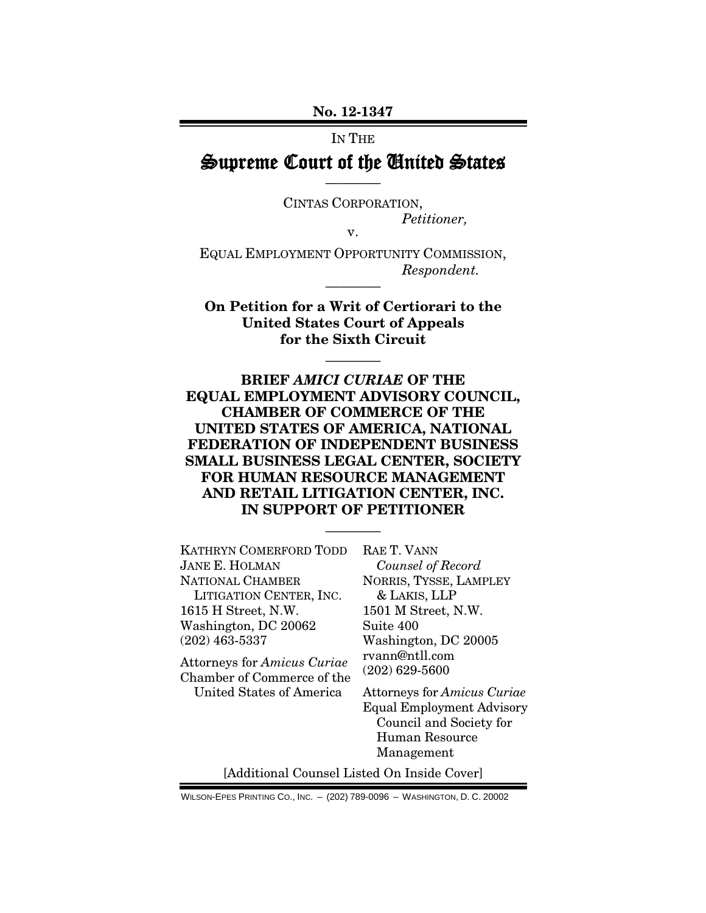No. 12-1347

IN THE

# Supreme Court of the United States

————

CINTAS CORPORATION,
*Petitioner,*

v.

EQUAL EMPLOYMENT OPPORTUNITY COMMISSION,
*Respondent.*

————

**On Petition for a Writ of Certiorari to the United States Court of Appeals for the Sixth Circuit**

————

**BRIEF *AMICI CURIAE* OF THE EQUAL EMPLOYMENT ADVISORY COUNCIL, CHAMBER OF COMMERCE OF THE UNITED STATES OF AMERICA, NATIONAL FEDERATION OF INDEPENDENT BUSINESS SMALL BUSINESS LEGAL CENTER, SOCIETY FOR HUMAN RESOURCE MANAGEMENT AND RETAIL LITIGATION CENTER, INC. IN SUPPORT OF PETITIONER**

————

KATHRYN COMERFORD TODD
JANE E. HOLMAN
NATIONAL CHAMBER LITIGATION CENTER, INC.
1615 H Street, N.W.
Washington, DC 20062
(202) 463-5337

Attorneys for *Amicus Curiae* Chamber of Commerce of the United States of America

RAE T. VANN
*Counsel of Record*
NORRIS, TYSSE, LAMPLEY & LAKIS, LLP
1501 M Street, N.W.
Suite 400
Washington, DC 20005
rvann@ntll.com
(202) 629-5600

Attorneys for *Amicus Curiae* Equal Employment Advisory Council and Society for Human Resource Management

[Additional Counsel Listed On Inside Cover]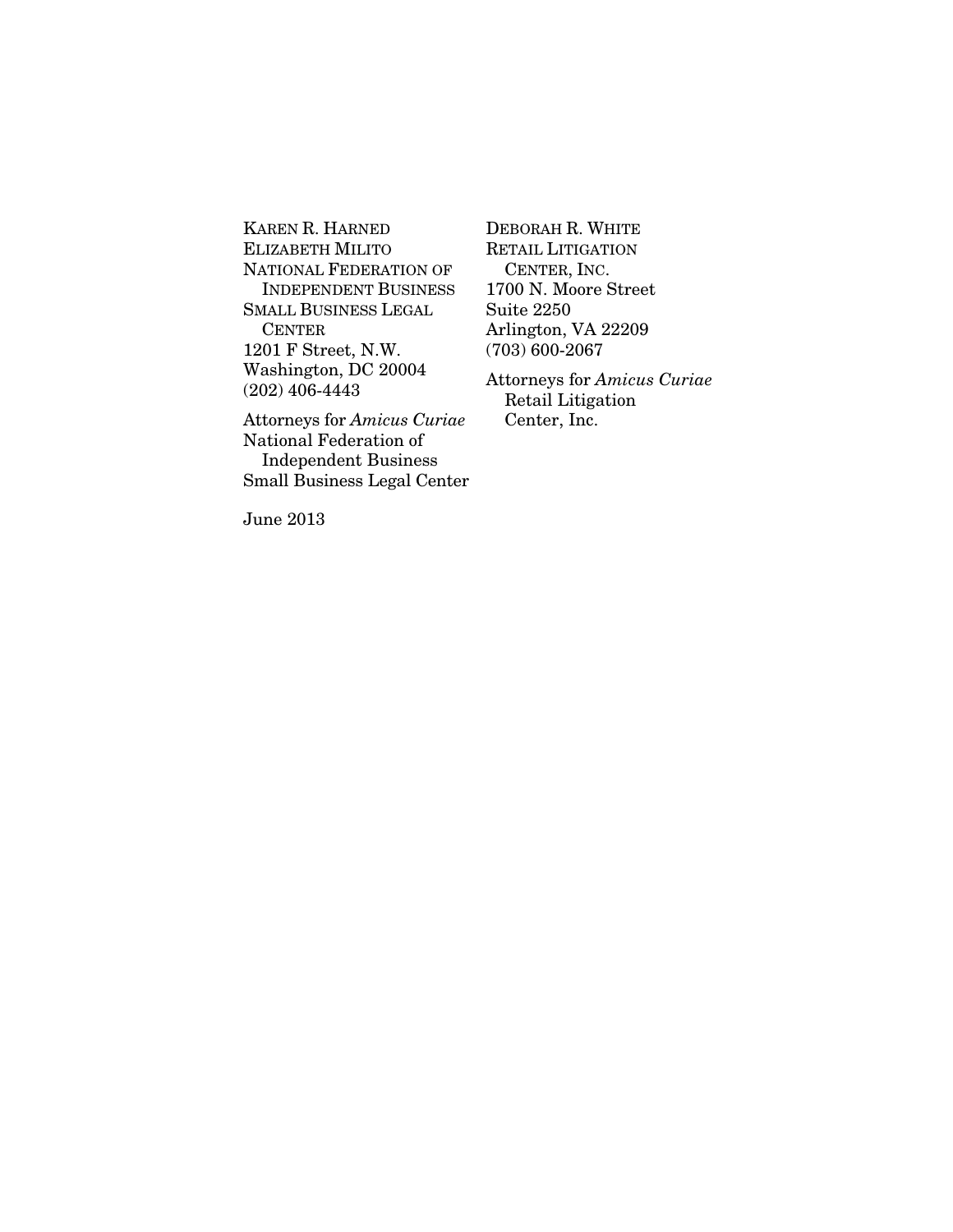KAREN R. HARNED
ELIZABETH MILITO
NATIONAL FEDERATION OF INDEPENDENT BUSINESS SMALL BUSINESS LEGAL CENTER
1201 F Street, N.W.
Washington, DC 20004
(202) 406-4443

Attorneys for *Amicus Curiae* National Federation of Independent Business Small Business Legal Center

DEBORAH R. WHITE
RETAIL LITIGATION CENTER, INC.
1700 N. Moore Street
Suite 2250
Arlington, VA 22209
(703) 600-2067

Attorneys for *Amicus Curiae* Retail Litigation Center, Inc.

June 2013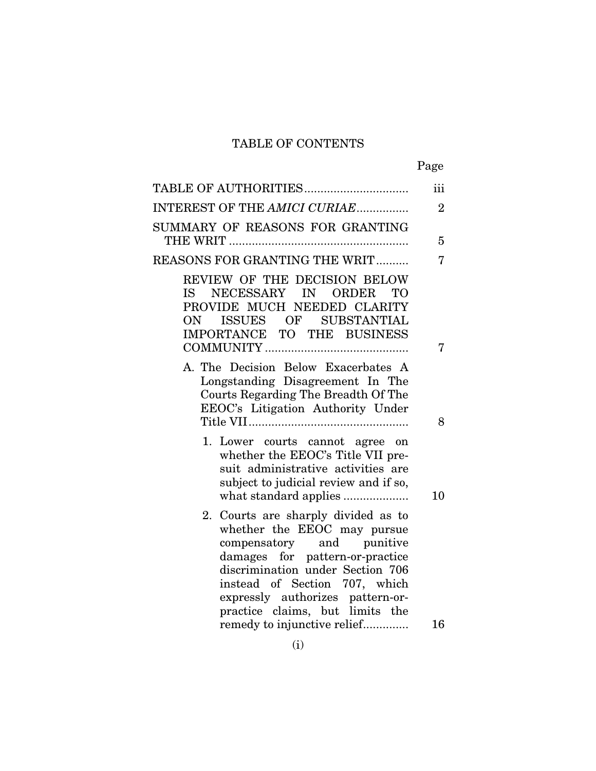# TABLE OF CONTENTS

| | Page |
|---|---|
| TABLE OF AUTHORITIES | iii |
| INTEREST OF THE *AMICI CURIAE* | 2 |
| SUMMARY OF REASONS FOR GRANTING THE WRIT | 5 |
| REASONS FOR GRANTING THE WRIT | 7 |
| REVIEW OF THE DECISION BELOW IS NECESSARY IN ORDER TO PROVIDE MUCH NEEDED CLARITY ON ISSUES OF SUBSTANTIAL IMPORTANCE TO THE BUSINESS COMMUNITY | 7 |
| A. The Decision Below Exacerbates A Longstanding Disagreement In The Courts Regarding The Breadth Of The EEOC's Litigation Authority Under Title VII | 8 |
| 1. Lower courts cannot agree on whether the EEOC's Title VII pre-suit administrative activities are subject to judicial review and if so, what standard applies | 10 |
| 2. Courts are sharply divided as to whether the EEOC may pursue compensatory and punitive damages for pattern-or-practice discrimination under Section 706 instead of Section 707, which expressly authorizes pattern-or-practice claims, but limits the remedy to injunctive relief | 16 |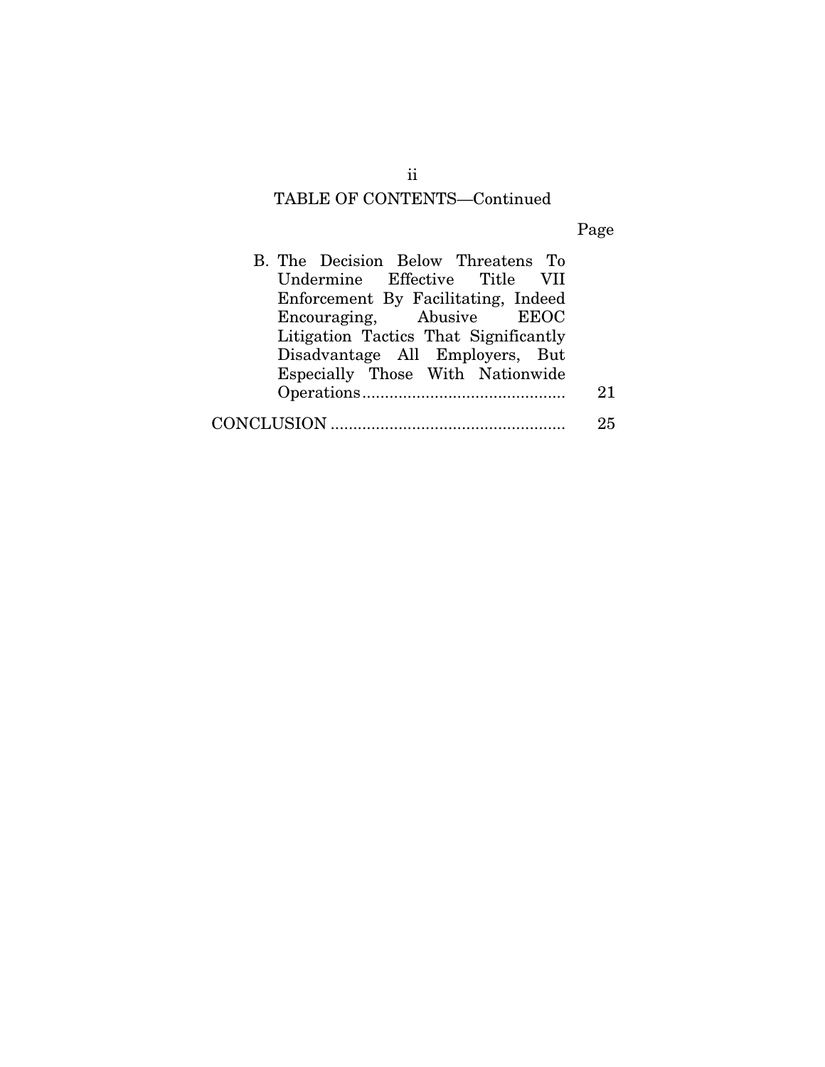## TABLE OF CONTENTS—Continued

| | Page |
|---|---|
| B. The Decision Below Threatens To Undermine Effective Title VII Enforcement By Facilitating, Indeed Encouraging, Abusive EEOC Litigation Tactics That Significantly Disadvantage All Employers, But Especially Those With Nationwide Operations | 21 |
| CONCLUSION | 25 |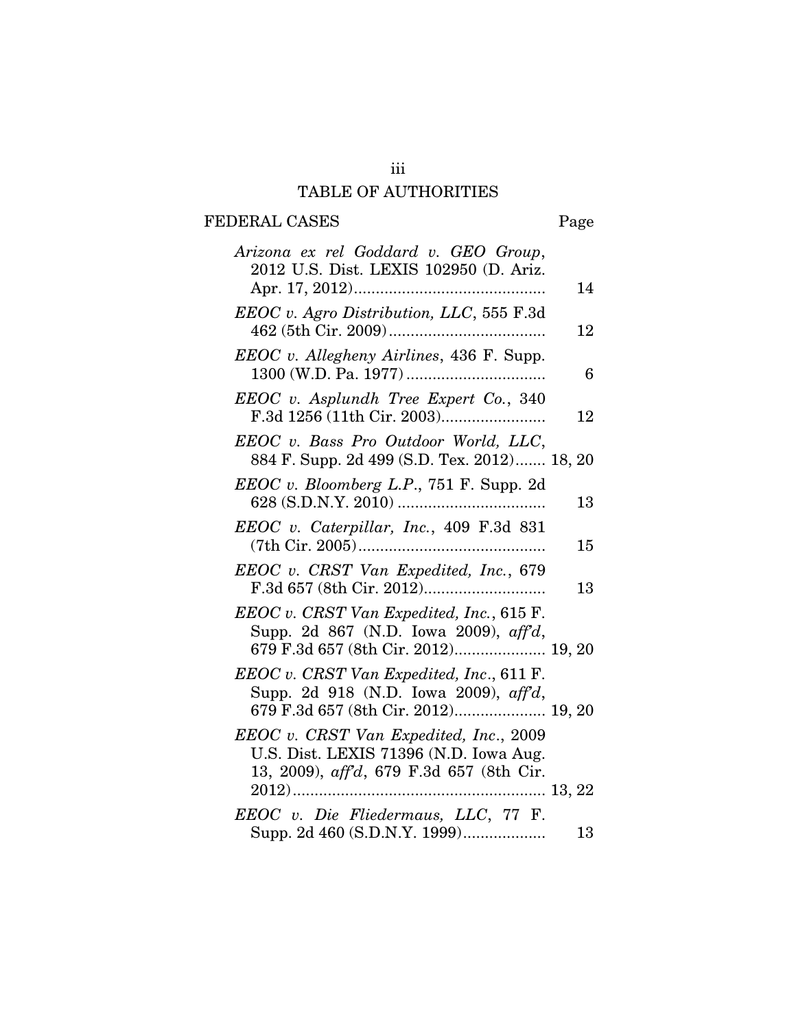# TABLE OF AUTHORITIES

## FEDERAL CASES

| | Page |
|---|---|
| *Arizona ex rel Goddard v. GEO Group*, 2012 U.S. Dist. LEXIS 102950 (D. Ariz. Apr. 17, 2012) | 14 |
| *EEOC v. Agro Distribution, LLC*, 555 F.3d 462 (5th Cir. 2009) | 12 |
| *EEOC v. Allegheny Airlines*, 436 F. Supp. 1300 (W.D. Pa. 1977) | 6 |
| *EEOC v. Asplundh Tree Expert Co.*, 340 F.3d 1256 (11th Cir. 2003) | 12 |
| *EEOC v. Bass Pro Outdoor World, LLC*, 884 F. Supp. 2d 499 (S.D. Tex. 2012) | 18, 20 |
| *EEOC v. Bloomberg L.P.*, 751 F. Supp. 2d 628 (S.D.N.Y. 2010) | 13 |
| *EEOC v. Caterpillar, Inc.*, 409 F.3d 831 (7th Cir. 2005) | 15 |
| *EEOC v. CRST Van Expedited, Inc.*, 679 F.3d 657 (8th Cir. 2012) | 13 |
| *EEOC v. CRST Van Expedited, Inc.*, 615 F. Supp. 2d 867 (N.D. Iowa 2009), *aff'd*, 679 F.3d 657 (8th Cir. 2012) | 19, 20 |
| *EEOC v. CRST Van Expedited, Inc*., 611 F. Supp. 2d 918 (N.D. Iowa 2009), *aff'd*, 679 F.3d 657 (8th Cir. 2012) | 19, 20 |
| *EEOC v. CRST Van Expedited, Inc*., 2009 U.S. Dist. LEXIS 71396 (N.D. Iowa Aug. 13, 2009), *aff'd*, 679 F.3d 657 (8th Cir. 2012) | 13, 22 |
| *EEOC v. Die Fliedermaus, LLC*, 77 F. Supp. 2d 460 (S.D.N.Y. 1999) | 13 |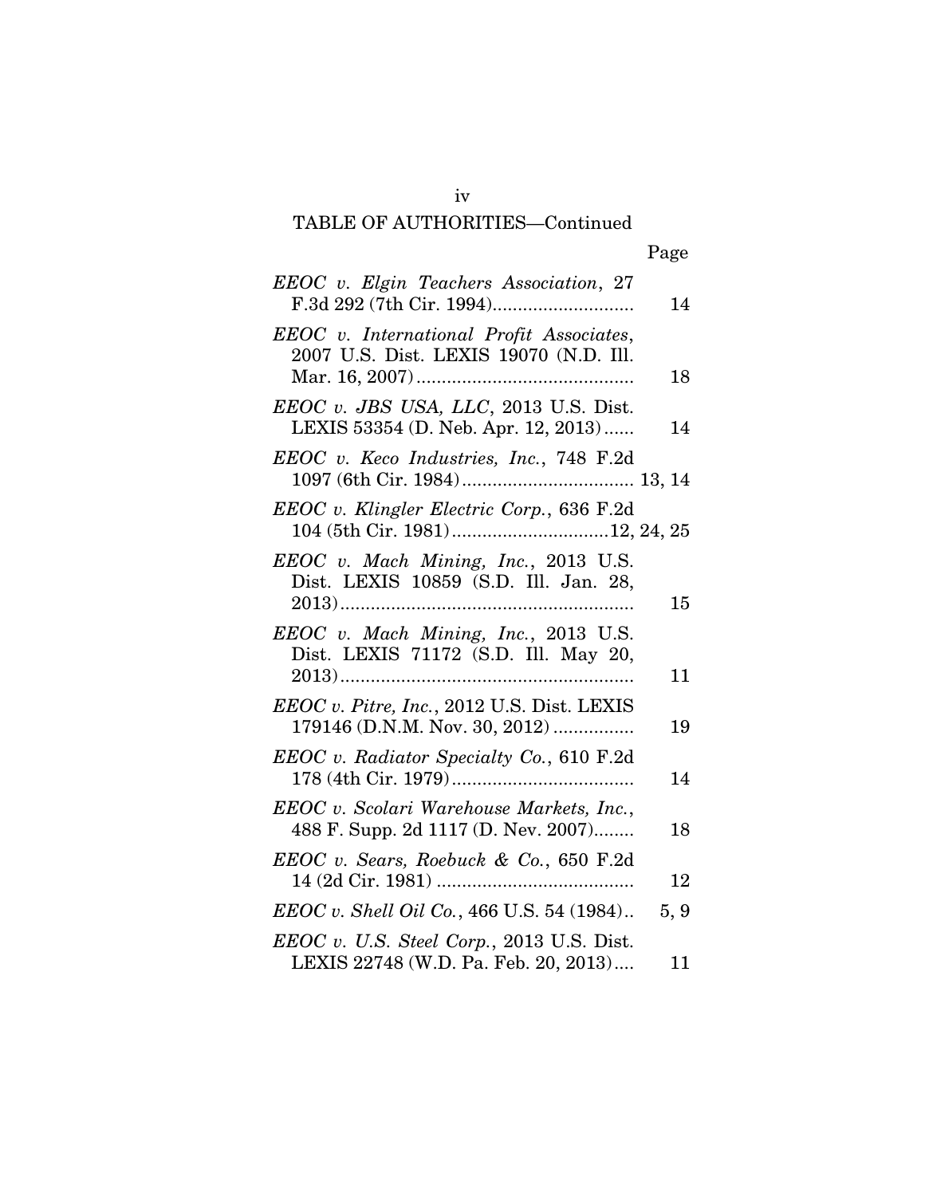TABLE OF AUTHORITIES—Continued

| | Page |
|---|---|
| *EEOC v. Elgin Teachers Association*, 27 F.3d 292 (7th Cir. 1994) | 14 |
| *EEOC v. International Profit Associates*, 2007 U.S. Dist. LEXIS 19070 (N.D. Ill. Mar. 16, 2007) | 18 |
| *EEOC v. JBS USA, LLC*, 2013 U.S. Dist. LEXIS 53354 (D. Neb. Apr. 12, 2013) | 14 |
| *EEOC v. Keco Industries, Inc.*, 748 F.2d 1097 (6th Cir. 1984) | 13, 14 |
| *EEOC v. Klingler Electric Corp.*, 636 F.2d 104 (5th Cir. 1981) | 12, 24, 25 |
| *EEOC v. Mach Mining, Inc.*, 2013 U.S. Dist. LEXIS 10859 (S.D. Ill. Jan. 28, 2013) | 15 |
| *EEOC v. Mach Mining, Inc.*, 2013 U.S. Dist. LEXIS 71172 (S.D. Ill. May 20, 2013) | 11 |
| *EEOC v. Pitre, Inc.*, 2012 U.S. Dist. LEXIS 179146 (D.N.M. Nov. 30, 2012) | 19 |
| *EEOC v. Radiator Specialty Co.*, 610 F.2d 178 (4th Cir. 1979) | 14 |
| *EEOC v. Scolari Warehouse Markets, Inc.*, 488 F. Supp. 2d 1117 (D. Nev. 2007) | 18 |
| *EEOC v. Sears, Roebuck & Co.*, 650 F.2d 14 (2d Cir. 1981) | 12 |
| *EEOC v. Shell Oil Co.*, 466 U.S. 54 (1984) | 5, 9 |
| *EEOC v. U.S. Steel Corp.*, 2013 U.S. Dist. LEXIS 22748 (W.D. Pa. Feb. 20, 2013) | 11 |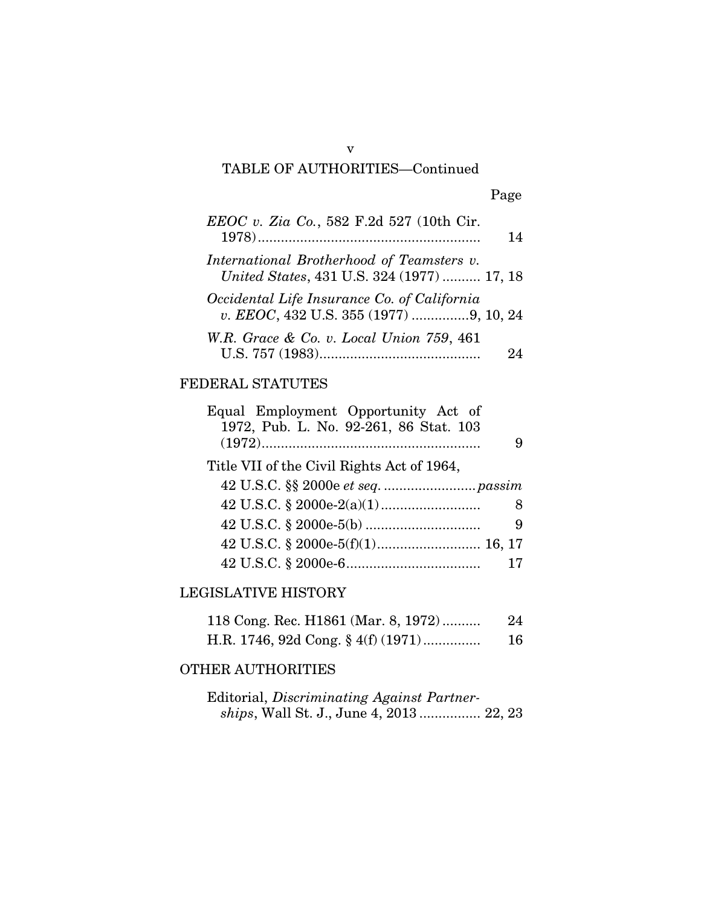TABLE OF AUTHORITIES—Continued

| | Page |
|---|---|
| *EEOC v. Zia Co.*, 582 F.2d 527 (10th Cir. 1978) | 14 |
| *International Brotherhood of Teamsters v. United States*, 431 U.S. 324 (1977) | 17, 18 |
| *Occidental Life Insurance Co. of California v. EEOC*, 432 U.S. 355 (1977) | 9, 10, 24 |
| *W.R. Grace & Co. v. Local Union 759*, 461 U.S. 757 (1983) | 24 |

FEDERAL STATUTES

| | |
|---|---|
| Equal Employment Opportunity Act of 1972, Pub. L. No. 92-261, 86 Stat. 103 (1972) | 9 |
| Title VII of the Civil Rights Act of 1964, | |
| 42 U.S.C. §§ 2000e *et seq.* | *passim* |
| 42 U.S.C. § 2000e-2(a)(1) | 8 |
| 42 U.S.C. § 2000e-5(b) | 9 |
| 42 U.S.C. § 2000e-5(f)(1) | 16, 17 |
| 42 U.S.C. § 2000e-6 | 17 |

LEGISLATIVE HISTORY

| | |
|---|---|
| 118 Cong. Rec. H1861 (Mar. 8, 1972) | 24 |
| H.R. 1746, 92d Cong. § 4(f) (1971) | 16 |

OTHER AUTHORITIES

| | |
|---|---|
| Editorial, *Discriminating Against Partnerships*, Wall St. J., June 4, 2013 | 22, 23 |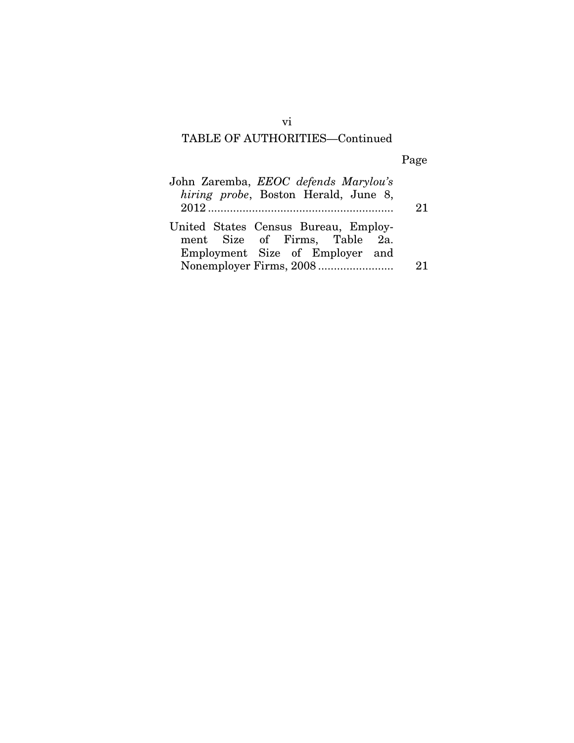## TABLE OF AUTHORITIES—Continued

| | Page |
|---|---|
| John Zaremba, *EEOC defends Marylou's hiring probe*, Boston Herald, June 8, 2012 | 21 |
| United States Census Bureau, Employment Size of Firms, Table 2a. Employment Size of Employer and Nonemployer Firms, 2008 | 21 |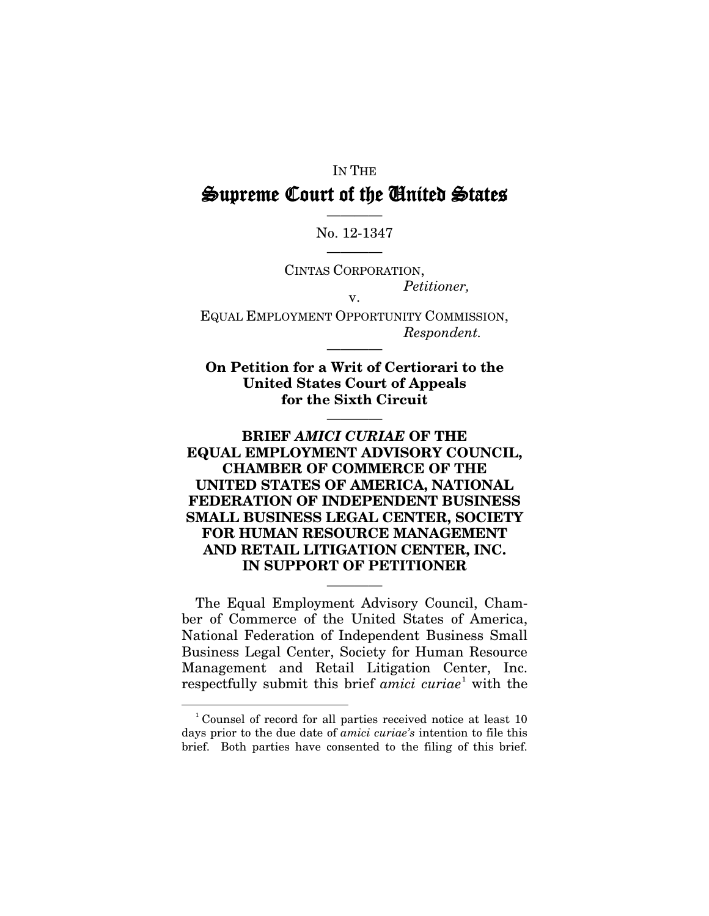IN THE

# Supreme Court of the United States

———

No. 12-1347

———

CINTAS CORPORATION,
*Petitioner,*
v.
EQUAL EMPLOYMENT OPPORTUNITY COMMISSION,
*Respondent.*

———

**On Petition for a Writ of Certiorari to the United States Court of Appeals for the Sixth Circuit**

———

**BRIEF *AMICI CURIAE* OF THE EQUAL EMPLOYMENT ADVISORY COUNCIL, CHAMBER OF COMMERCE OF THE UNITED STATES OF AMERICA, NATIONAL FEDERATION OF INDEPENDENT BUSINESS SMALL BUSINESS LEGAL CENTER, SOCIETY FOR HUMAN RESOURCE MANAGEMENT AND RETAIL LITIGATION CENTER, INC. IN SUPPORT OF PETITIONER**

———

The Equal Employment Advisory Council, Chamber of Commerce of the United States of America, National Federation of Independent Business Small Business Legal Center, Society for Human Resource Management and Retail Litigation Center, Inc. respectfully submit this brief *amici curiae*[1] with the

[1] Counsel of record for all parties received notice at least 10 days prior to the due date of *amici curiae's* intention to file this brief. Both parties have consented to the filing of this brief.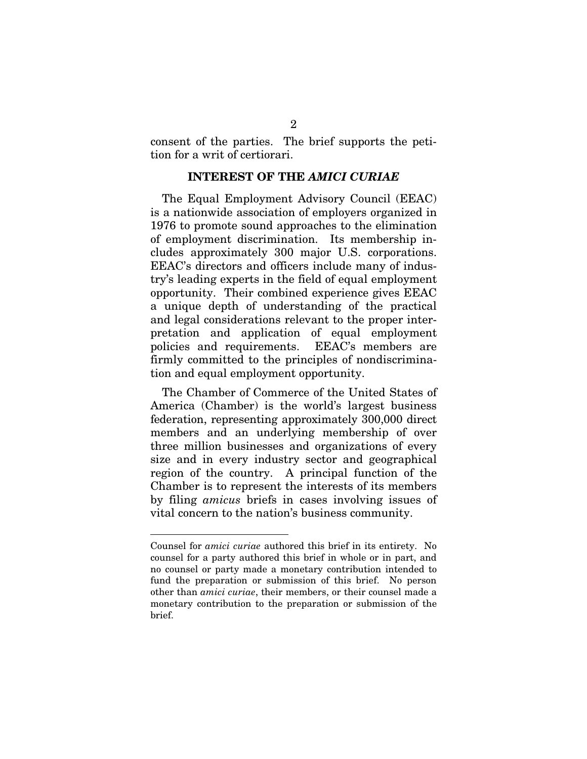consent of the parties. The brief supports the petition for a writ of certiorari.

## INTEREST OF THE *AMICI CURIAE*

The Equal Employment Advisory Council (EEAC) is a nationwide association of employers organized in 1976 to promote sound approaches to the elimination of employment discrimination. Its membership includes approximately 300 major U.S. corporations. EEAC's directors and officers include many of industry's leading experts in the field of equal employment opportunity. Their combined experience gives EEAC a unique depth of understanding of the practical and legal considerations relevant to the proper interpretation and application of equal employment policies and requirements. EEAC's members are firmly committed to the principles of nondiscrimination and equal employment opportunity.

The Chamber of Commerce of the United States of America (Chamber) is the world's largest business federation, representing approximately 300,000 direct members and an underlying membership of over three million businesses and organizations of every size and in every industry sector and geographical region of the country. A principal function of the Chamber is to represent the interests of its members by filing *amicus* briefs in cases involving issues of vital concern to the nation's business community.

---

Counsel for *amici curiae* authored this brief in its entirety. No counsel for a party authored this brief in whole or in part, and no counsel or party made a monetary contribution intended to fund the preparation or submission of this brief. No person other than *amici curiae*, their members, or their counsel made a monetary contribution to the preparation or submission of the brief.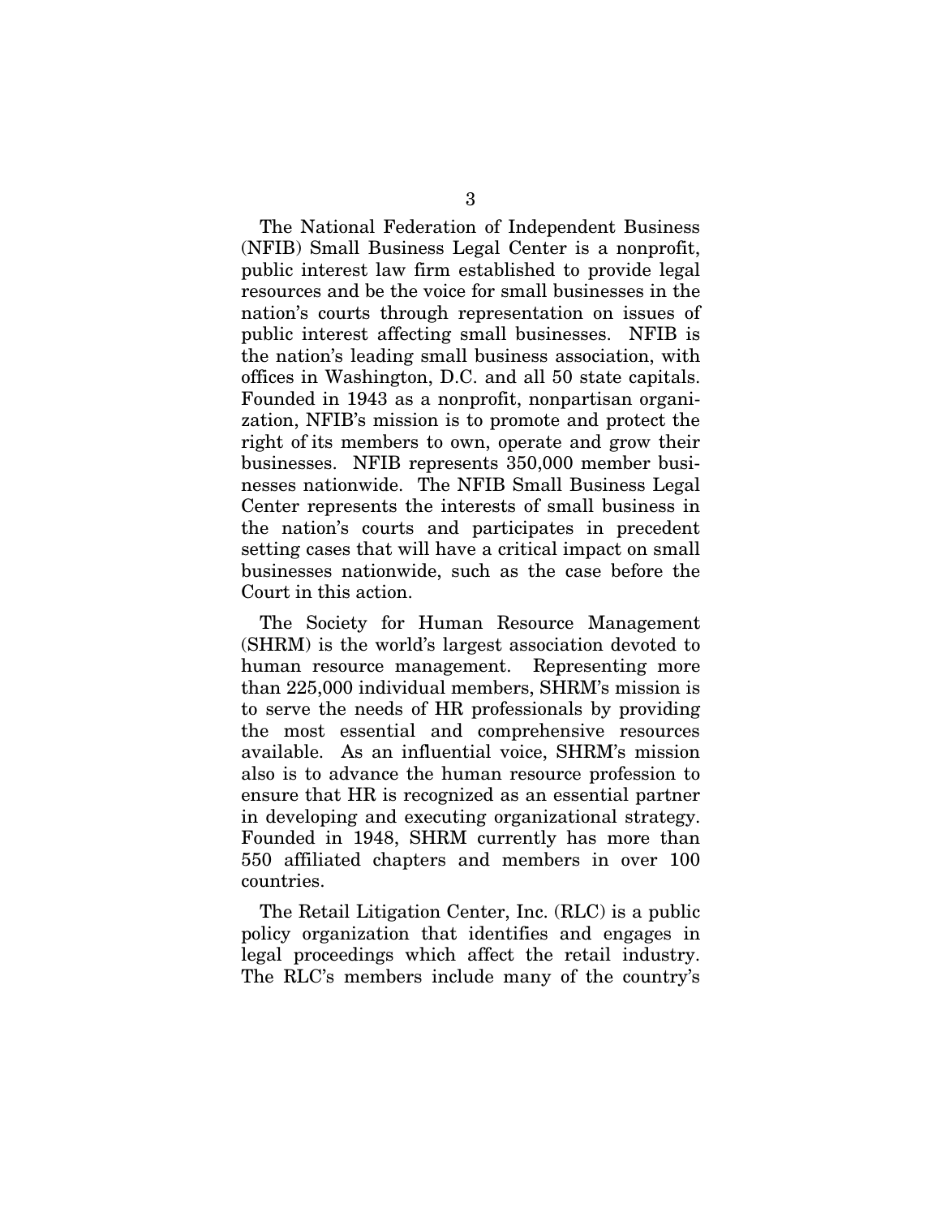The National Federation of Independent Business (NFIB) Small Business Legal Center is a nonprofit, public interest law firm established to provide legal resources and be the voice for small businesses in the nation's courts through representation on issues of public interest affecting small businesses. NFIB is the nation's leading small business association, with offices in Washington, D.C. and all 50 state capitals. Founded in 1943 as a nonprofit, nonpartisan organization, NFIB's mission is to promote and protect the right of its members to own, operate and grow their businesses. NFIB represents 350,000 member businesses nationwide. The NFIB Small Business Legal Center represents the interests of small business in the nation's courts and participates in precedent setting cases that will have a critical impact on small businesses nationwide, such as the case before the Court in this action.

The Society for Human Resource Management (SHRM) is the world's largest association devoted to human resource management. Representing more than 225,000 individual members, SHRM's mission is to serve the needs of HR professionals by providing the most essential and comprehensive resources available. As an influential voice, SHRM's mission also is to advance the human resource profession to ensure that HR is recognized as an essential partner in developing and executing organizational strategy. Founded in 1948, SHRM currently has more than 550 affiliated chapters and members in over 100 countries.

The Retail Litigation Center, Inc. (RLC) is a public policy organization that identifies and engages in legal proceedings which affect the retail industry. The RLC's members include many of the country's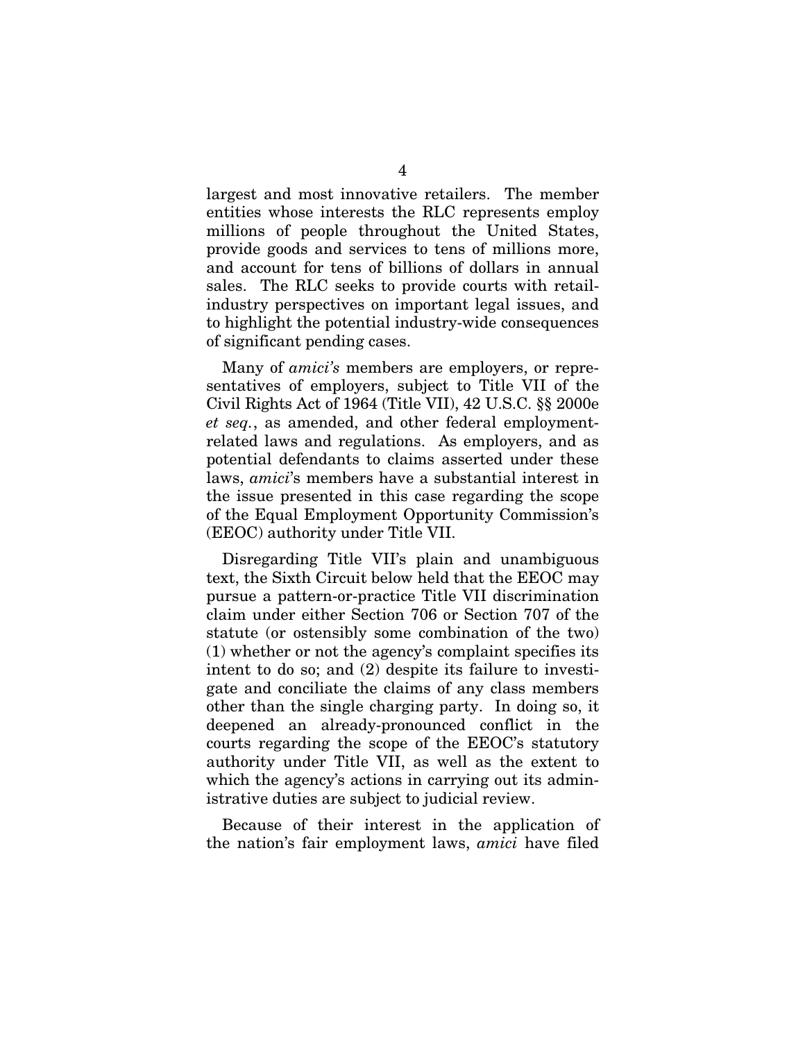largest and most innovative retailers. The member entities whose interests the RLC represents employ millions of people throughout the United States, provide goods and services to tens of millions more, and account for tens of billions of dollars in annual sales. The RLC seeks to provide courts with retail-industry perspectives on important legal issues, and to highlight the potential industry-wide consequences of significant pending cases.

Many of *amici's* members are employers, or representatives of employers, subject to Title VII of the Civil Rights Act of 1964 (Title VII), 42 U.S.C. §§ 2000e *et seq.*, as amended, and other federal employment-related laws and regulations. As employers, and as potential defendants to claims asserted under these laws, *amici*'s members have a substantial interest in the issue presented in this case regarding the scope of the Equal Employment Opportunity Commission's (EEOC) authority under Title VII.

Disregarding Title VII's plain and unambiguous text, the Sixth Circuit below held that the EEOC may pursue a pattern-or-practice Title VII discrimination claim under either Section 706 or Section 707 of the statute (or ostensibly some combination of the two) (1) whether or not the agency's complaint specifies its intent to do so; and (2) despite its failure to investigate and conciliate the claims of any class members other than the single charging party. In doing so, it deepened an already-pronounced conflict in the courts regarding the scope of the EEOC's statutory authority under Title VII, as well as the extent to which the agency's actions in carrying out its administrative duties are subject to judicial review.

Because of their interest in the application of the nation's fair employment laws, *amici* have filed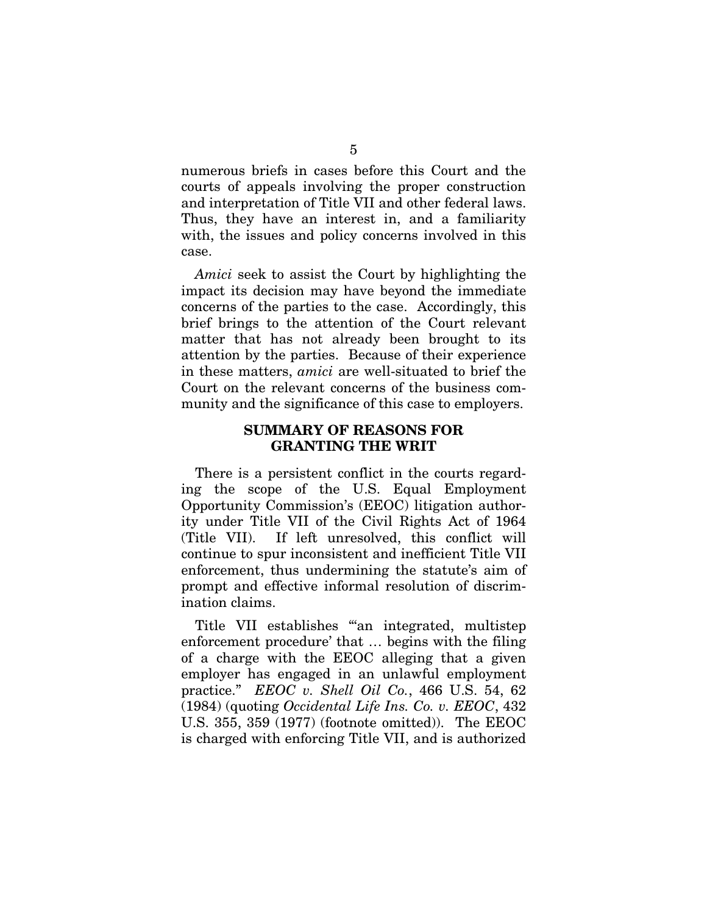numerous briefs in cases before this Court and the courts of appeals involving the proper construction and interpretation of Title VII and other federal laws. Thus, they have an interest in, and a familiarity with, the issues and policy concerns involved in this case.

*Amici* seek to assist the Court by highlighting the impact its decision may have beyond the immediate concerns of the parties to the case. Accordingly, this brief brings to the attention of the Court relevant matter that has not already been brought to its attention by the parties. Because of their experience in these matters, *amici* are well-situated to brief the Court on the relevant concerns of the business community and the significance of this case to employers.

## SUMMARY OF REASONS FOR GRANTING THE WRIT

There is a persistent conflict in the courts regarding the scope of the U.S. Equal Employment Opportunity Commission's (EEOC) litigation authority under Title VII of the Civil Rights Act of 1964 (Title VII). If left unresolved, this conflict will continue to spur inconsistent and inefficient Title VII enforcement, thus undermining the statute's aim of prompt and effective informal resolution of discrimination claims.

Title VII establishes "'an integrated, multistep enforcement procedure' that … begins with the filing of a charge with the EEOC alleging that a given employer has engaged in an unlawful employment practice." *EEOC v. Shell Oil Co.*, 466 U.S. 54, 62 (1984) (quoting *Occidental Life Ins. Co. v. EEOC*, 432 U.S. 355, 359 (1977) (footnote omitted)). The EEOC is charged with enforcing Title VII, and is authorized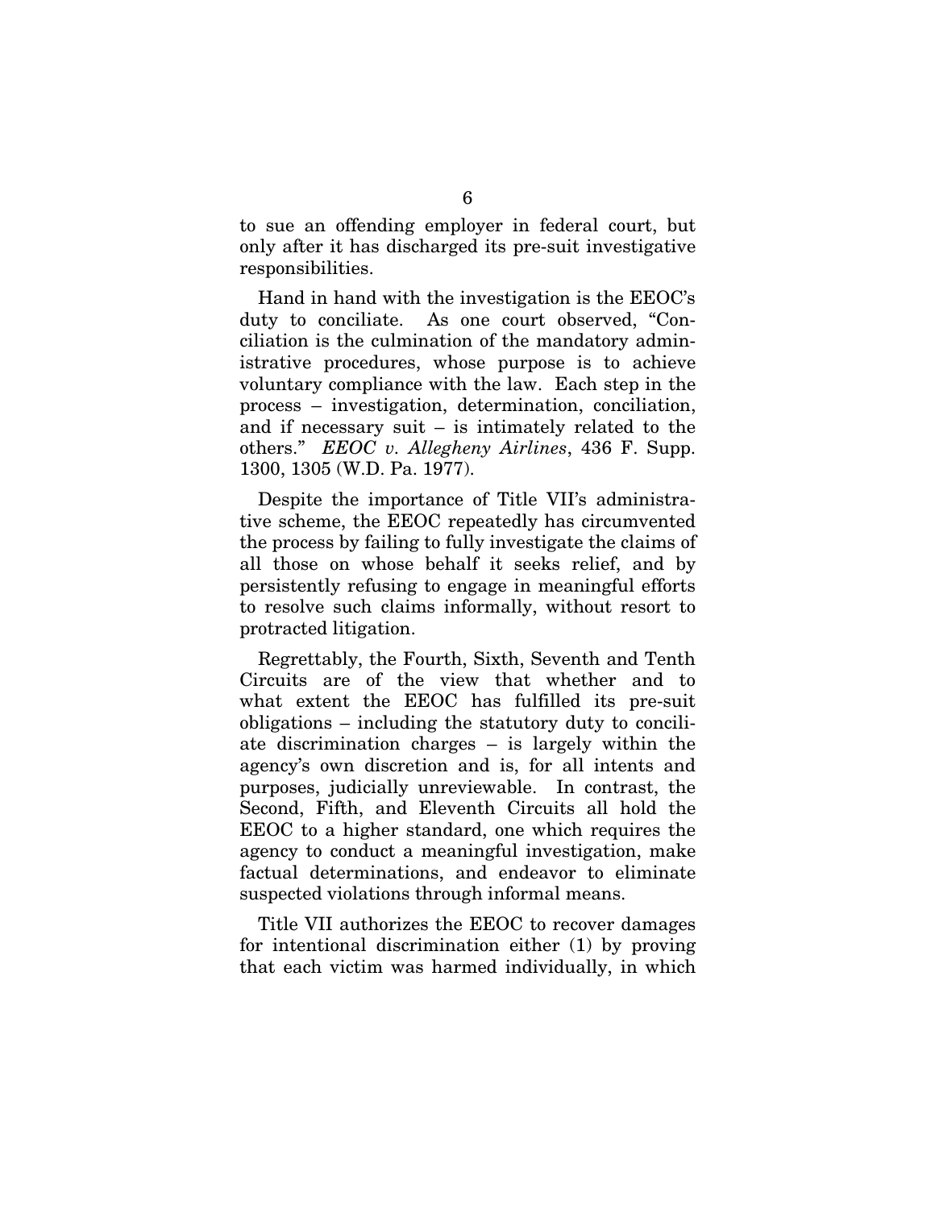to sue an offending employer in federal court, but only after it has discharged its pre-suit investigative responsibilities.

Hand in hand with the investigation is the EEOC's duty to conciliate. As one court observed, "Conciliation is the culmination of the mandatory administrative procedures, whose purpose is to achieve voluntary compliance with the law. Each step in the process – investigation, determination, conciliation, and if necessary suit – is intimately related to the others." *EEOC v. Allegheny Airlines*, 436 F. Supp. 1300, 1305 (W.D. Pa. 1977).

Despite the importance of Title VII's administrative scheme, the EEOC repeatedly has circumvented the process by failing to fully investigate the claims of all those on whose behalf it seeks relief, and by persistently refusing to engage in meaningful efforts to resolve such claims informally, without resort to protracted litigation.

Regrettably, the Fourth, Sixth, Seventh and Tenth Circuits are of the view that whether and to what extent the EEOC has fulfilled its pre-suit obligations – including the statutory duty to conciliate discrimination charges – is largely within the agency's own discretion and is, for all intents and purposes, judicially unreviewable. In contrast, the Second, Fifth, and Eleventh Circuits all hold the EEOC to a higher standard, one which requires the agency to conduct a meaningful investigation, make factual determinations, and endeavor to eliminate suspected violations through informal means.

Title VII authorizes the EEOC to recover damages for intentional discrimination either (1) by proving that each victim was harmed individually, in which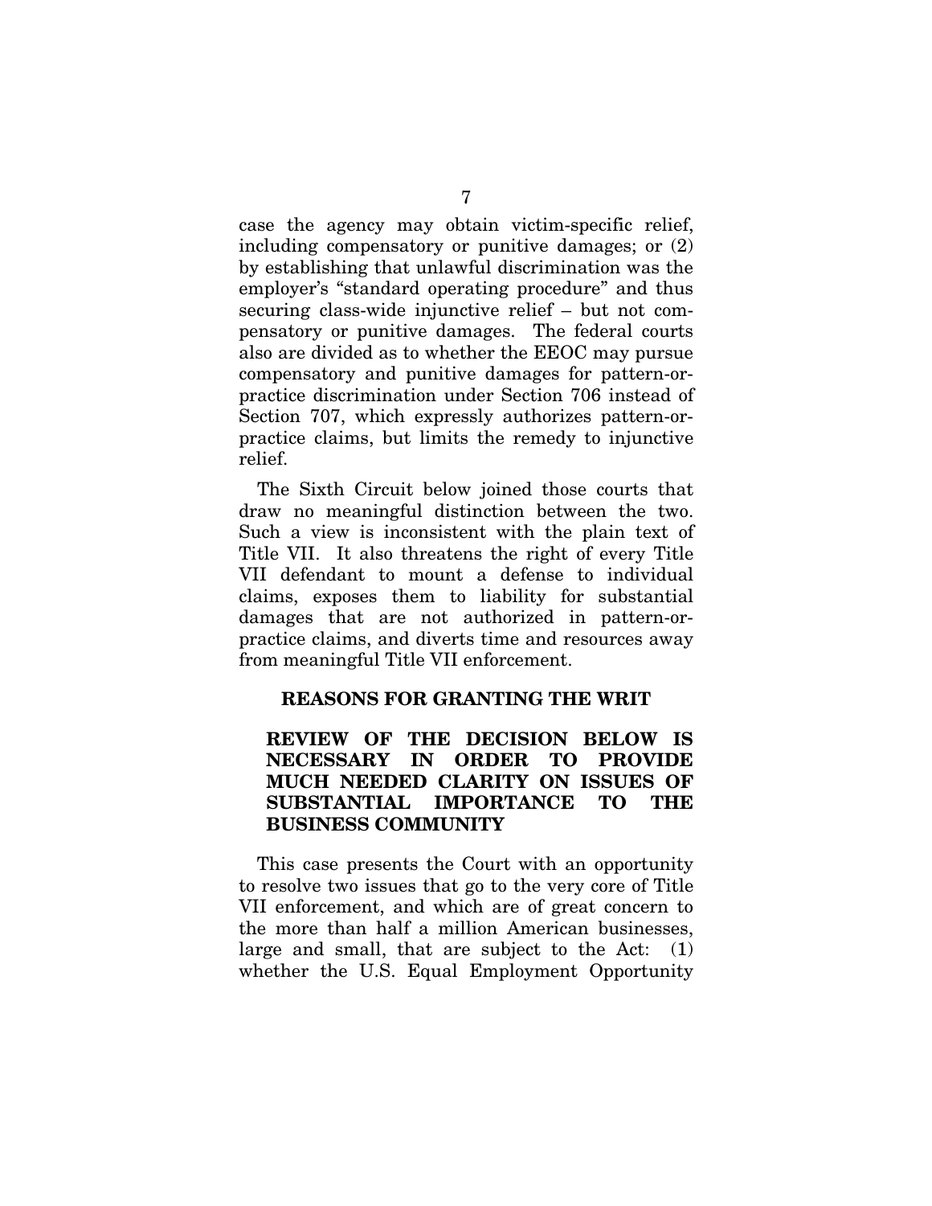case the agency may obtain victim-specific relief, including compensatory or punitive damages; or (2) by establishing that unlawful discrimination was the employer's "standard operating procedure" and thus securing class-wide injunctive relief – but not compensatory or punitive damages. The federal courts also are divided as to whether the EEOC may pursue compensatory and punitive damages for pattern-or-practice discrimination under Section 706 instead of Section 707, which expressly authorizes pattern-or-practice claims, but limits the remedy to injunctive relief.

The Sixth Circuit below joined those courts that draw no meaningful distinction between the two. Such a view is inconsistent with the plain text of Title VII. It also threatens the right of every Title VII defendant to mount a defense to individual claims, exposes them to liability for substantial damages that are not authorized in pattern-or-practice claims, and diverts time and resources away from meaningful Title VII enforcement.

## REASONS FOR GRANTING THE WRIT

### REVIEW OF THE DECISION BELOW IS NECESSARY IN ORDER TO PROVIDE MUCH NEEDED CLARITY ON ISSUES OF SUBSTANTIAL IMPORTANCE TO THE BUSINESS COMMUNITY

This case presents the Court with an opportunity to resolve two issues that go to the very core of Title VII enforcement, and which are of great concern to the more than half a million American businesses, large and small, that are subject to the Act: (1) whether the U.S. Equal Employment Opportunity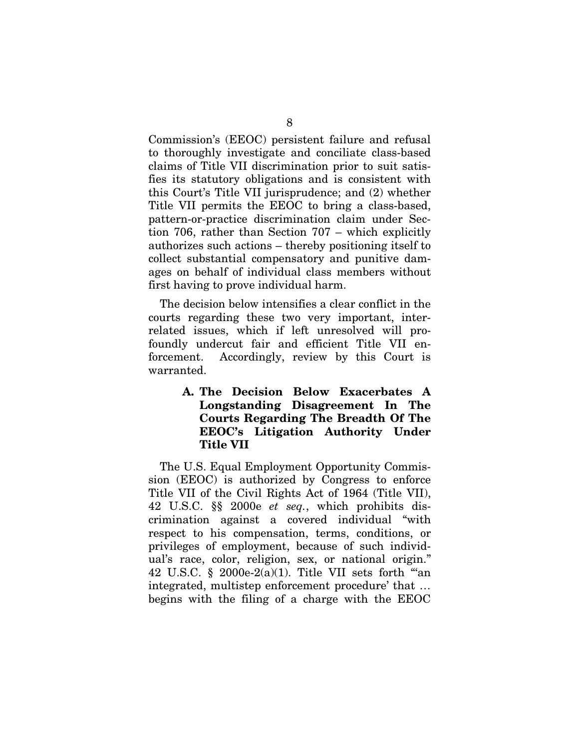Commission's (EEOC) persistent failure and refusal to thoroughly investigate and conciliate class-based claims of Title VII discrimination prior to suit satisfies its statutory obligations and is consistent with this Court's Title VII jurisprudence; and (2) whether Title VII permits the EEOC to bring a class-based, pattern-or-practice discrimination claim under Section 706, rather than Section 707 – which explicitly authorizes such actions – thereby positioning itself to collect substantial compensatory and punitive damages on behalf of individual class members without first having to prove individual harm.

The decision below intensifies a clear conflict in the courts regarding these two very important, interrelated issues, which if left unresolved will profoundly undercut fair and efficient Title VII enforcement. Accordingly, review by this Court is warranted.

### A. The Decision Below Exacerbates A Longstanding Disagreement In The Courts Regarding The Breadth Of The EEOC's Litigation Authority Under Title VII

The U.S. Equal Employment Opportunity Commission (EEOC) is authorized by Congress to enforce Title VII of the Civil Rights Act of 1964 (Title VII), 42 U.S.C. §§ 2000e *et seq.*, which prohibits discrimination against a covered individual "with respect to his compensation, terms, conditions, or privileges of employment, because of such individual's race, color, religion, sex, or national origin." 42 U.S.C. § 2000e-2(a)(1). Title VII sets forth "'an integrated, multistep enforcement procedure' that … begins with the filing of a charge with the EEOC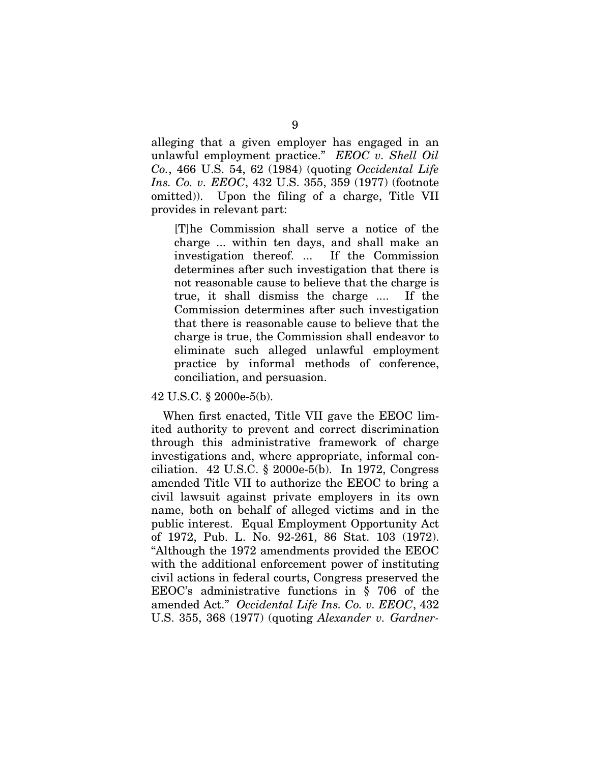alleging that a given employer has engaged in an unlawful employment practice." *EEOC v. Shell Oil Co.*, 466 U.S. 54, 62 (1984) (quoting *Occidental Life Ins. Co. v. EEOC*, 432 U.S. 355, 359 (1977) (footnote omitted)). Upon the filing of a charge, Title VII provides in relevant part:

> [T]he Commission shall serve a notice of the charge ... within ten days, and shall make an investigation thereof. ... If the Commission determines after such investigation that there is not reasonable cause to believe that the charge is true, it shall dismiss the charge .... If the Commission determines after such investigation that there is reasonable cause to believe that the charge is true, the Commission shall endeavor to eliminate such alleged unlawful employment practice by informal methods of conference, conciliation, and persuasion.

42 U.S.C. § 2000e-5(b).

When first enacted, Title VII gave the EEOC limited authority to prevent and correct discrimination through this administrative framework of charge investigations and, where appropriate, informal conciliation. 42 U.S.C. § 2000e-5(b). In 1972, Congress amended Title VII to authorize the EEOC to bring a civil lawsuit against private employers in its own name, both on behalf of alleged victims and in the public interest. Equal Employment Opportunity Act of 1972, Pub. L. No. 92-261, 86 Stat. 103 (1972). "Although the 1972 amendments provided the EEOC with the additional enforcement power of instituting civil actions in federal courts, Congress preserved the EEOC's administrative functions in § 706 of the amended Act." *Occidental Life Ins. Co. v. EEOC*, 432 U.S. 355, 368 (1977) (quoting *Alexander v. Gardner-*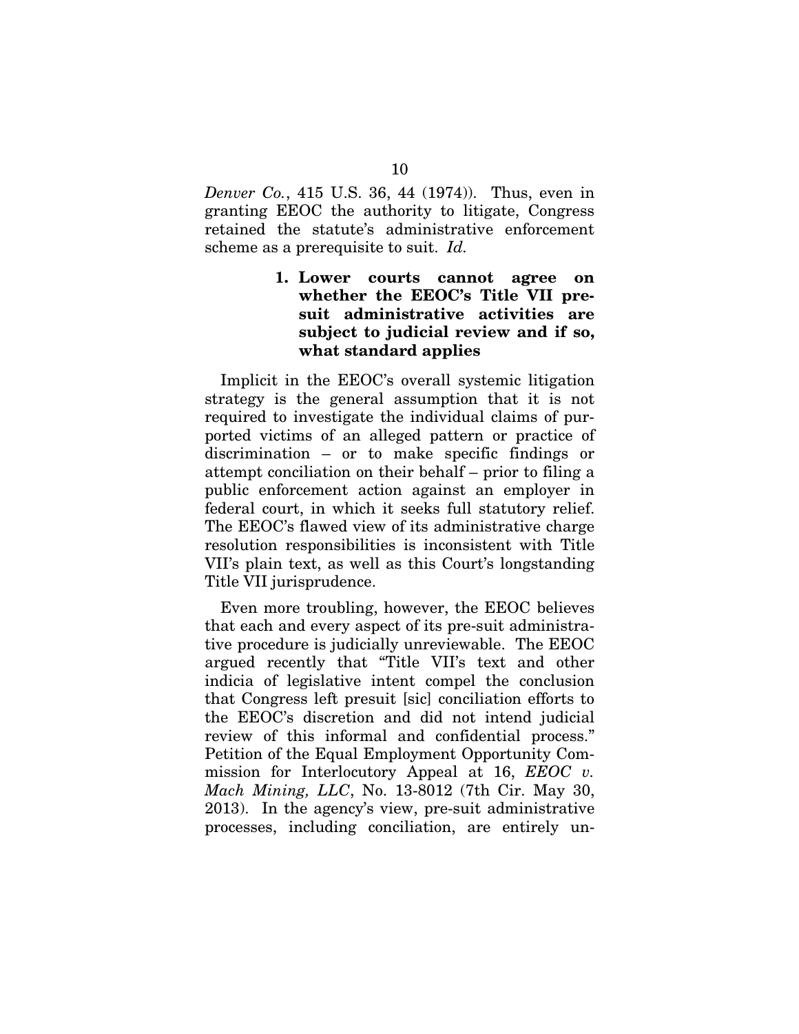*Denver Co.*, 415 U.S. 36, 44 (1974)). Thus, even in granting EEOC the authority to litigate, Congress retained the statute's administrative enforcement scheme as a prerequisite to suit. *Id.*

**1. Lower courts cannot agree on whether the EEOC's Title VII pre-suit administrative activities are subject to judicial review and if so, what standard applies**

Implicit in the EEOC's overall systemic litigation strategy is the general assumption that it is not required to investigate the individual claims of purported victims of an alleged pattern or practice of discrimination – or to make specific findings or attempt conciliation on their behalf – prior to filing a public enforcement action against an employer in federal court, in which it seeks full statutory relief. The EEOC's flawed view of its administrative charge resolution responsibilities is inconsistent with Title VII's plain text, as well as this Court's longstanding Title VII jurisprudence.

Even more troubling, however, the EEOC believes that each and every aspect of its pre-suit administrative procedure is judicially unreviewable. The EEOC argued recently that "Title VII's text and other indicia of legislative intent compel the conclusion that Congress left presuit [sic] conciliation efforts to the EEOC's discretion and did not intend judicial review of this informal and confidential process." Petition of the Equal Employment Opportunity Commission for Interlocutory Appeal at 16, *EEOC v. Mach Mining, LLC*, No. 13-8012 (7th Cir. May 30, 2013). In the agency's view, pre-suit administrative processes, including conciliation, are entirely un-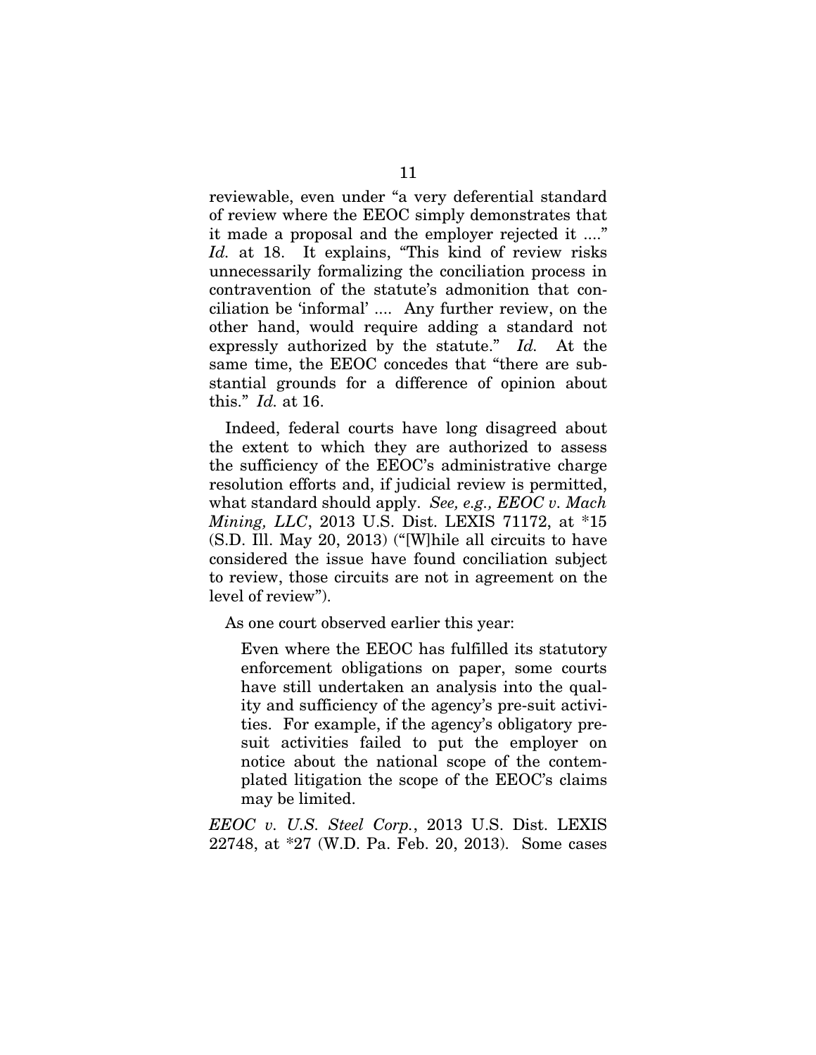reviewable, even under "a very deferential standard of review where the EEOC simply demonstrates that it made a proposal and the employer rejected it ...." *Id.* at 18. It explains, "This kind of review risks unnecessarily formalizing the conciliation process in contravention of the statute's admonition that conciliation be 'informal' .... Any further review, on the other hand, would require adding a standard not expressly authorized by the statute." *Id.* At the same time, the EEOC concedes that "there are substantial grounds for a difference of opinion about this." *Id.* at 16.

Indeed, federal courts have long disagreed about the extent to which they are authorized to assess the sufficiency of the EEOC's administrative charge resolution efforts and, if judicial review is permitted, what standard should apply. *See, e.g., EEOC v. Mach Mining, LLC*, 2013 U.S. Dist. LEXIS 71172, at *15 (S.D. Ill. May 20, 2013) ("[W]hile all circuits to have considered the issue have found conciliation subject to review, those circuits are not in agreement on the level of review").

As one court observed earlier this year:

> Even where the EEOC has fulfilled its statutory enforcement obligations on paper, some courts have still undertaken an analysis into the quality and sufficiency of the agency's pre-suit activities. For example, if the agency's obligatory pre-suit activities failed to put the employer on notice about the national scope of the contemplated litigation the scope of the EEOC's claims may be limited.

*EEOC v. U.S. Steel Corp.*, 2013 U.S. Dist. LEXIS 22748, at *27 (W.D. Pa. Feb. 20, 2013). Some cases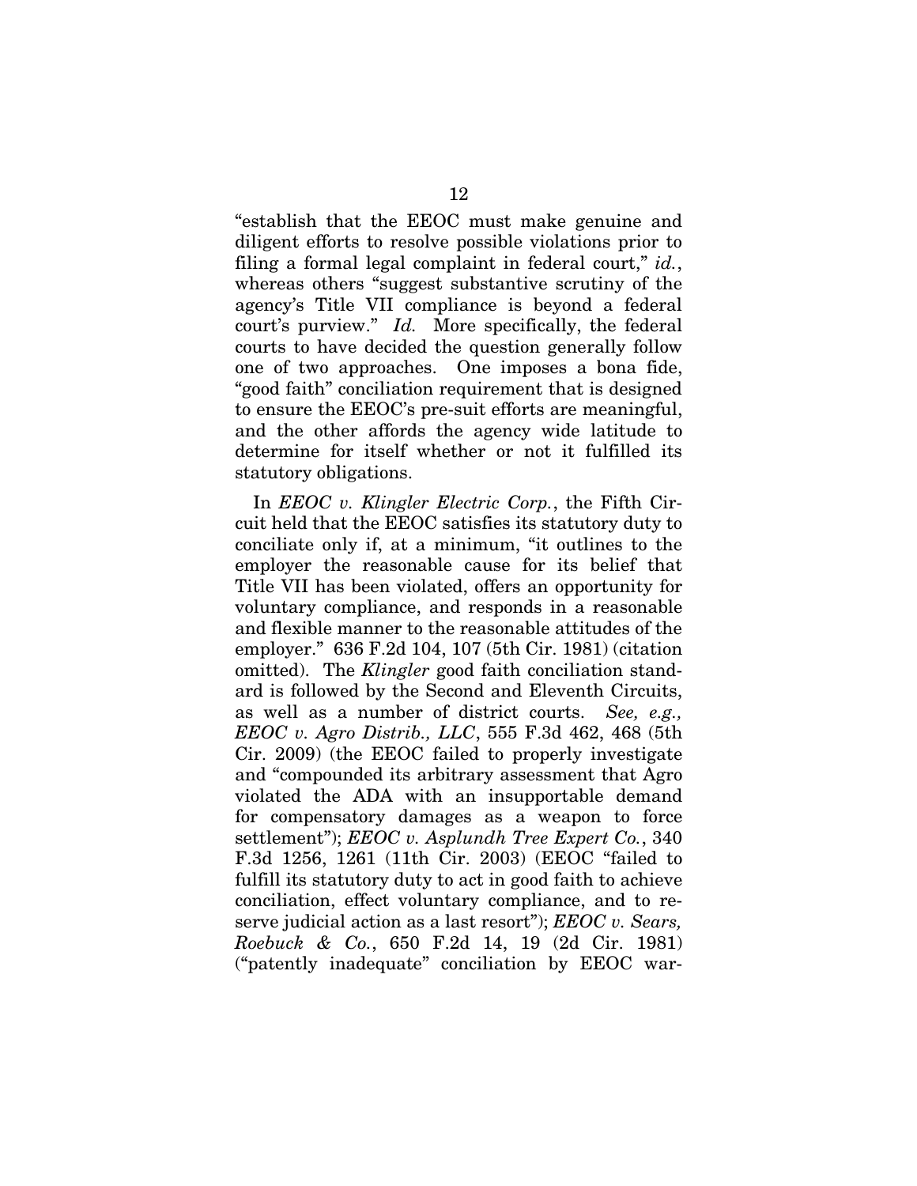"establish that the EEOC must make genuine and diligent efforts to resolve possible violations prior to filing a formal legal complaint in federal court," *id.*, whereas others "suggest substantive scrutiny of the agency's Title VII compliance is beyond a federal court's purview." *Id.* More specifically, the federal courts to have decided the question generally follow one of two approaches. One imposes a bona fide, "good faith" conciliation requirement that is designed to ensure the EEOC's pre-suit efforts are meaningful, and the other affords the agency wide latitude to determine for itself whether or not it fulfilled its statutory obligations.

In *EEOC v. Klingler Electric Corp.*, the Fifth Circuit held that the EEOC satisfies its statutory duty to conciliate only if, at a minimum, "it outlines to the employer the reasonable cause for its belief that Title VII has been violated, offers an opportunity for voluntary compliance, and responds in a reasonable and flexible manner to the reasonable attitudes of the employer." 636 F.2d 104, 107 (5th Cir. 1981) (citation omitted). The *Klingler* good faith conciliation standard is followed by the Second and Eleventh Circuits, as well as a number of district courts. *See, e.g., EEOC v. Agro Distrib., LLC*, 555 F.3d 462, 468 (5th Cir. 2009) (the EEOC failed to properly investigate and "compounded its arbitrary assessment that Agro violated the ADA with an insupportable demand for compensatory damages as a weapon to force settlement"); *EEOC v. Asplundh Tree Expert Co.*, 340 F.3d 1256, 1261 (11th Cir. 2003) (EEOC "failed to fulfill its statutory duty to act in good faith to achieve conciliation, effect voluntary compliance, and to reserve judicial action as a last resort"); *EEOC v. Sears, Roebuck & Co.*, 650 F.2d 14, 19 (2d Cir. 1981) ("patently inadequate" conciliation by EEOC war-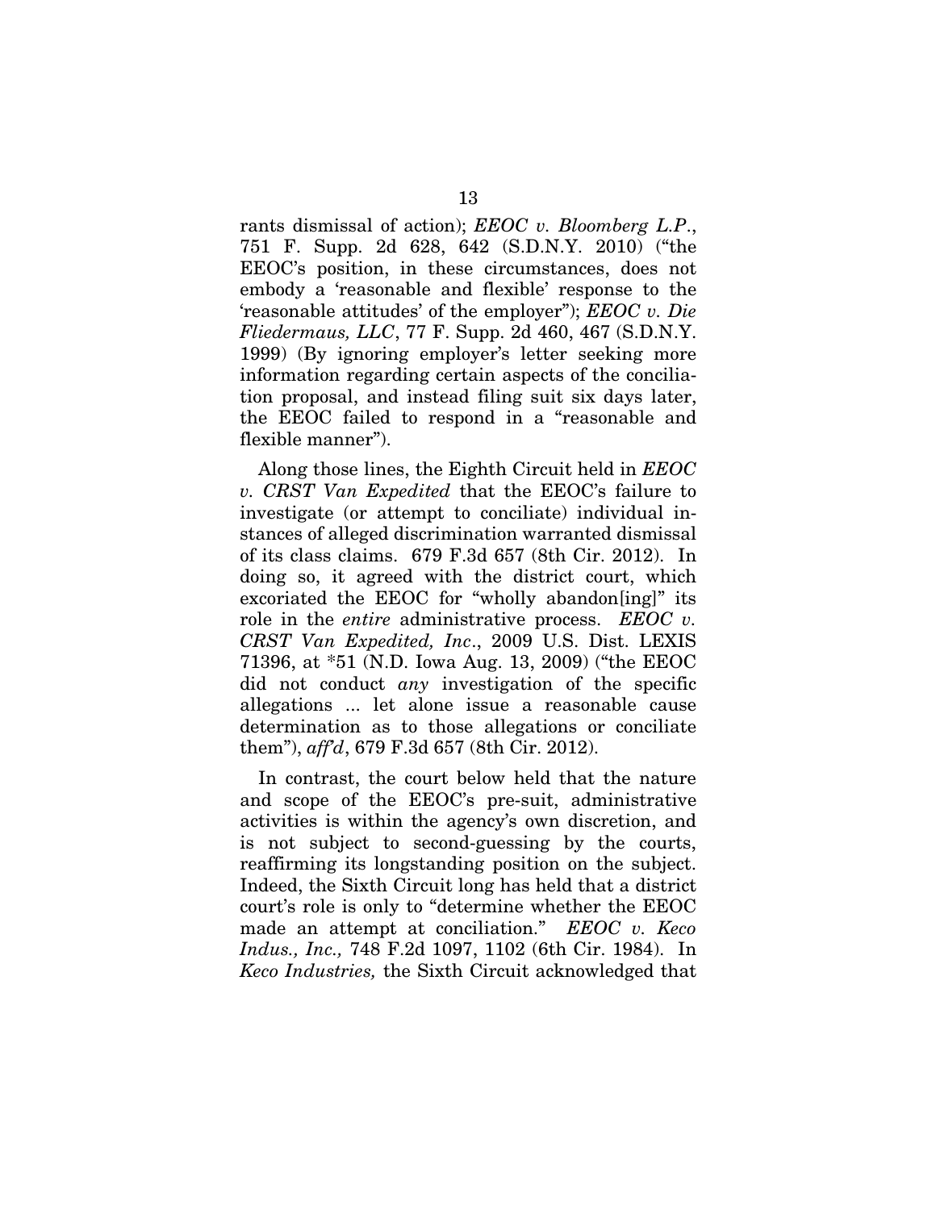rants dismissal of action); *EEOC v. Bloomberg L.P.*, 751 F. Supp. 2d 628, 642 (S.D.N.Y. 2010) ("the EEOC's position, in these circumstances, does not embody a 'reasonable and flexible' response to the 'reasonable attitudes' of the employer"); *EEOC v. Die Fliedermaus, LLC*, 77 F. Supp. 2d 460, 467 (S.D.N.Y. 1999) (By ignoring employer's letter seeking more information regarding certain aspects of the conciliation proposal, and instead filing suit six days later, the EEOC failed to respond in a "reasonable and flexible manner").

Along those lines, the Eighth Circuit held in *EEOC v. CRST Van Expedited* that the EEOC's failure to investigate (or attempt to conciliate) individual instances of alleged discrimination warranted dismissal of its class claims. 679 F.3d 657 (8th Cir. 2012). In doing so, it agreed with the district court, which excoriated the EEOC for "wholly abandon[ing]" its role in the *entire* administrative process. *EEOC v. CRST Van Expedited, Inc*., 2009 U.S. Dist. LEXIS 71396, at *51 (N.D. Iowa Aug. 13, 2009) ("the EEOC did not conduct *any* investigation of the specific allegations ... let alone issue a reasonable cause determination as to those allegations or conciliate them"), *aff'd*, 679 F.3d 657 (8th Cir. 2012).

In contrast, the court below held that the nature and scope of the EEOC's pre-suit, administrative activities is within the agency's own discretion, and is not subject to second-guessing by the courts, reaffirming its longstanding position on the subject. Indeed, the Sixth Circuit long has held that a district court's role is only to "determine whether the EEOC made an attempt at conciliation." *EEOC v. Keco Indus., Inc.,* 748 F.2d 1097, 1102 (6th Cir. 1984). In *Keco Industries,* the Sixth Circuit acknowledged that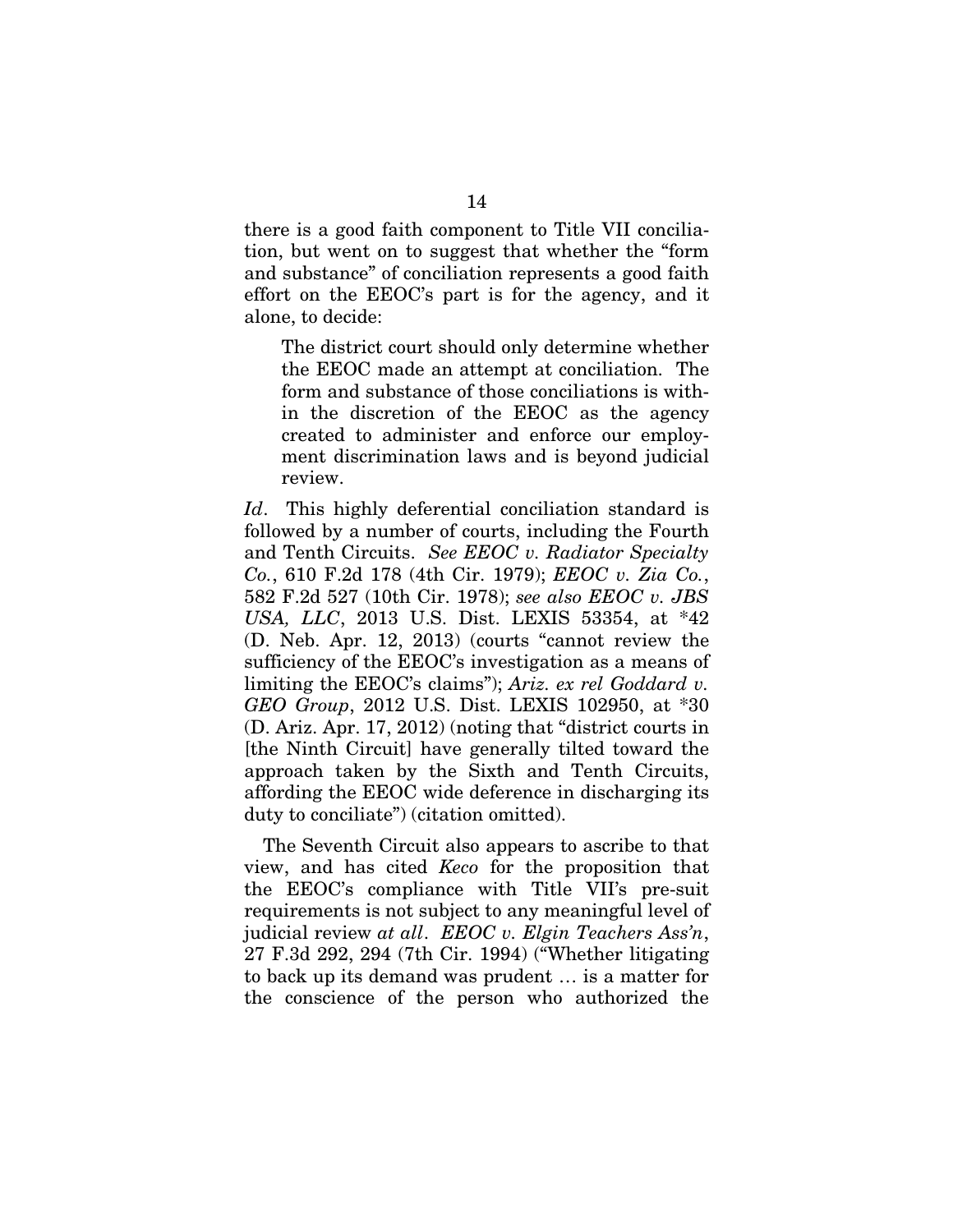there is a good faith component to Title VII conciliation, but went on to suggest that whether the "form and substance" of conciliation represents a good faith effort on the EEOC's part is for the agency, and it alone, to decide:

> The district court should only determine whether the EEOC made an attempt at conciliation. The form and substance of those conciliations is within the discretion of the EEOC as the agency created to administer and enforce our employment discrimination laws and is beyond judicial review.

*Id*. This highly deferential conciliation standard is followed by a number of courts, including the Fourth and Tenth Circuits. *See EEOC v. Radiator Specialty Co.*, 610 F.2d 178 (4th Cir. 1979); *EEOC v. Zia Co.*, 582 F.2d 527 (10th Cir. 1978); *see also EEOC v. JBS USA, LLC*, 2013 U.S. Dist. LEXIS 53354, at *42 (D. Neb. Apr. 12, 2013) (courts "cannot review the sufficiency of the EEOC's investigation as a means of limiting the EEOC's claims"); *Ariz. ex rel Goddard v. GEO Group*, 2012 U.S. Dist. LEXIS 102950, at *30 (D. Ariz. Apr. 17, 2012) (noting that "district courts in [the Ninth Circuit] have generally tilted toward the approach taken by the Sixth and Tenth Circuits, affording the EEOC wide deference in discharging its duty to conciliate") (citation omitted).

The Seventh Circuit also appears to ascribe to that view, and has cited *Keco* for the proposition that the EEOC's compliance with Title VII's pre-suit requirements is not subject to any meaningful level of judicial review *at all*. *EEOC v. Elgin Teachers Ass'n*, 27 F.3d 292, 294 (7th Cir. 1994) ("Whether litigating to back up its demand was prudent … is a matter for the conscience of the person who authorized the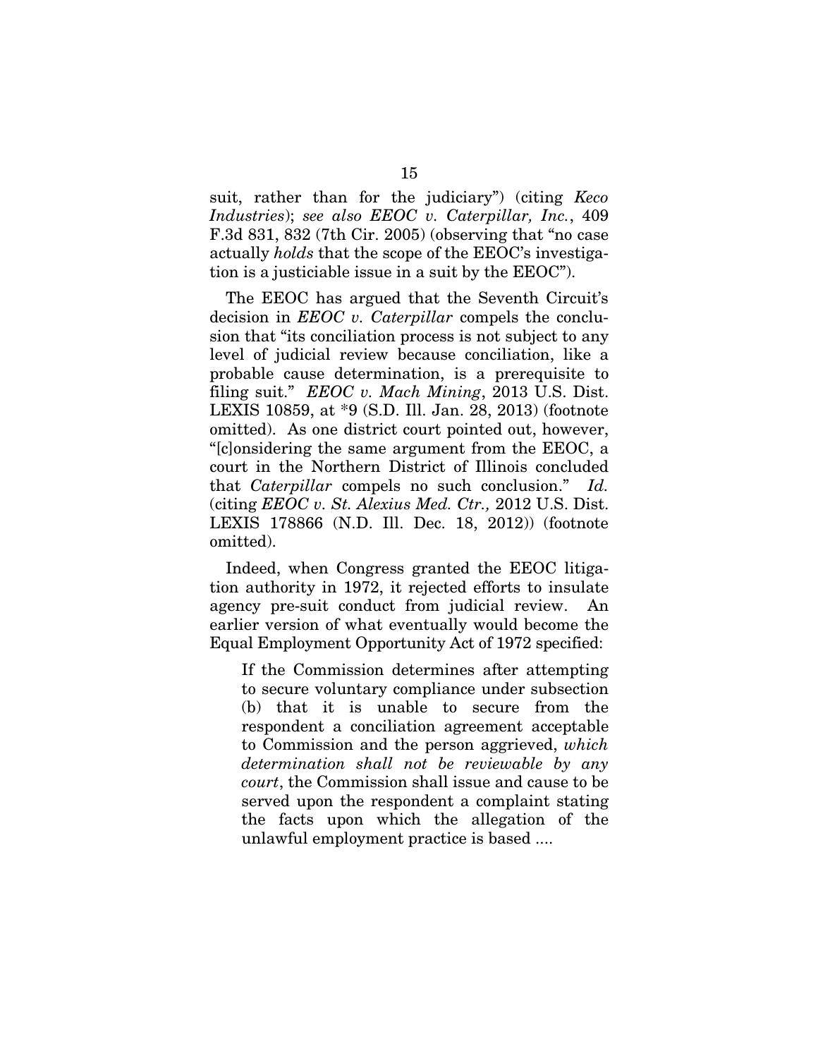suit, rather than for the judiciary") (citing *Keco Industries*); *see also EEOC v. Caterpillar, Inc.*, 409 F.3d 831, 832 (7th Cir. 2005) (observing that "no case actually *holds* that the scope of the EEOC's investigation is a justiciable issue in a suit by the EEOC").

The EEOC has argued that the Seventh Circuit's decision in *EEOC v. Caterpillar* compels the conclusion that "its conciliation process is not subject to any level of judicial review because conciliation, like a probable cause determination, is a prerequisite to filing suit." *EEOC v. Mach Mining*, 2013 U.S. Dist. LEXIS 10859, at *9 (S.D. Ill. Jan. 28, 2013) (footnote omitted). As one district court pointed out, however, "[c]onsidering the same argument from the EEOC, a court in the Northern District of Illinois concluded that *Caterpillar* compels no such conclusion." *Id.* (citing *EEOC v. St. Alexius Med. Ctr.,* 2012 U.S. Dist. LEXIS 178866 (N.D. Ill. Dec. 18, 2012)) (footnote omitted).

Indeed, when Congress granted the EEOC litigation authority in 1972, it rejected efforts to insulate agency pre-suit conduct from judicial review. An earlier version of what eventually would become the Equal Employment Opportunity Act of 1972 specified:

> If the Commission determines after attempting to secure voluntary compliance under subsection (b) that it is unable to secure from the respondent a conciliation agreement acceptable to Commission and the person aggrieved, *which determination shall not be reviewable by any court*, the Commission shall issue and cause to be served upon the respondent a complaint stating the facts upon which the allegation of the unlawful employment practice is based ....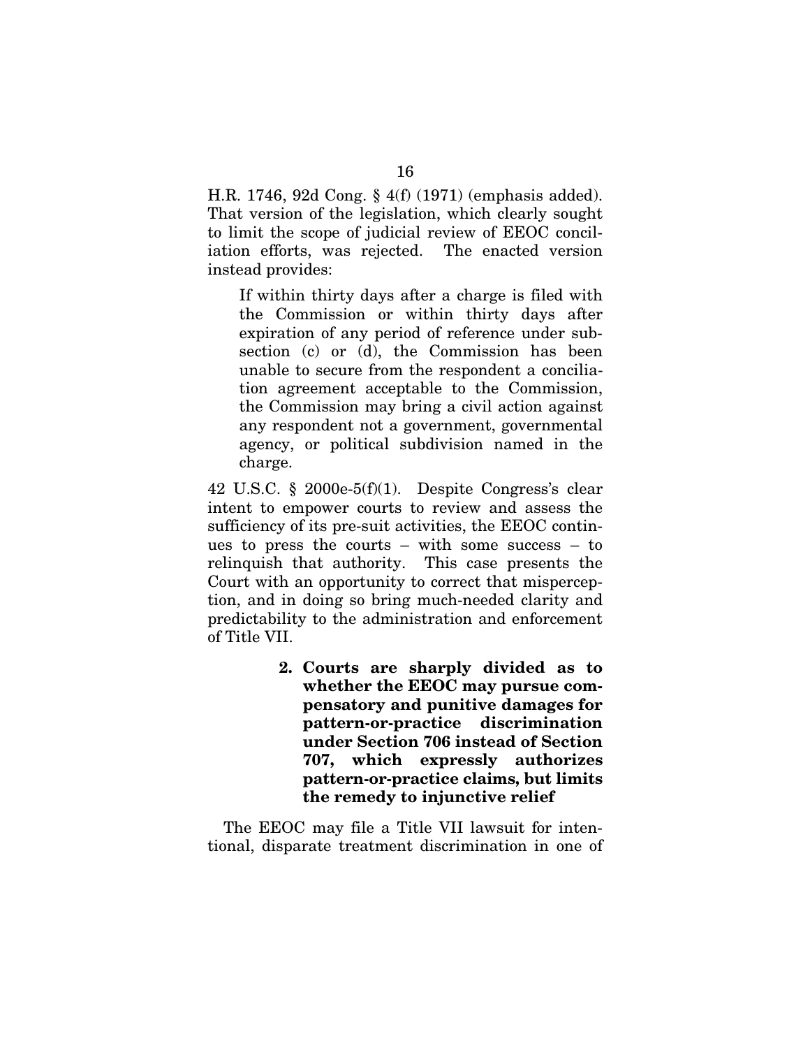H.R. 1746, 92d Cong. § 4(f) (1971) (emphasis added). That version of the legislation, which clearly sought to limit the scope of judicial review of EEOC conciliation efforts, was rejected. The enacted version instead provides:

> If within thirty days after a charge is filed with the Commission or within thirty days after expiration of any period of reference under subsection (c) or (d), the Commission has been unable to secure from the respondent a conciliation agreement acceptable to the Commission, the Commission may bring a civil action against any respondent not a government, governmental agency, or political subdivision named in the charge.

42 U.S.C. § 2000e-5(f)(1). Despite Congress's clear intent to empower courts to review and assess the sufficiency of its pre-suit activities, the EEOC continues to press the courts – with some success – to relinquish that authority. This case presents the Court with an opportunity to correct that misperception, and in doing so bring much-needed clarity and predictability to the administration and enforcement of Title VII.

**2. Courts are sharply divided as to whether the EEOC may pursue compensatory and punitive damages for pattern-or-practice discrimination under Section 706 instead of Section 707, which expressly authorizes pattern-or-practice claims, but limits the remedy to injunctive relief**

The EEOC may file a Title VII lawsuit for intentional, disparate treatment discrimination in one of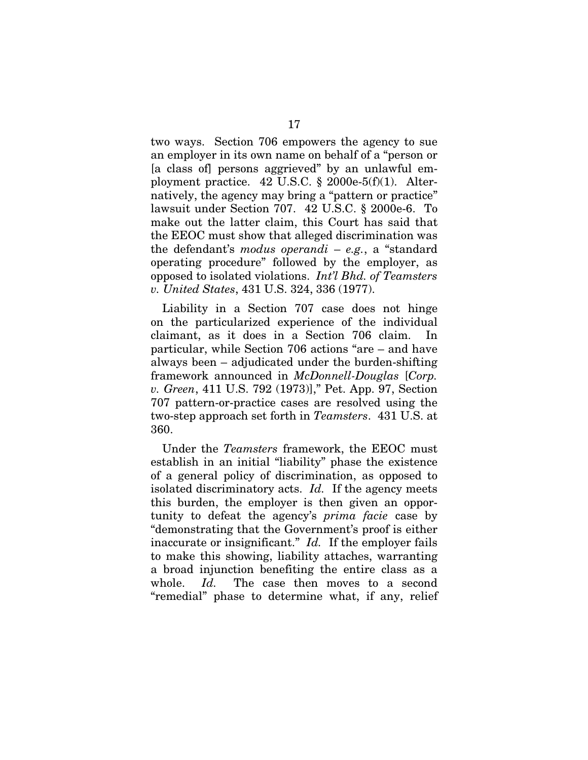two ways. Section 706 empowers the agency to sue an employer in its own name on behalf of a "person or [a class of] persons aggrieved" by an unlawful employment practice. 42 U.S.C. § 2000e-5(f)(1). Alternatively, the agency may bring a "pattern or practice" lawsuit under Section 707. 42 U.S.C. § 2000e-6. To make out the latter claim, this Court has said that the EEOC must show that alleged discrimination was the defendant's *modus operandi* – *e.g.*, a "standard operating procedure" followed by the employer, as opposed to isolated violations. *Int'l Bhd. of Teamsters v. United States*, 431 U.S. 324, 336 (1977).

Liability in a Section 707 case does not hinge on the particularized experience of the individual claimant, as it does in a Section 706 claim. In particular, while Section 706 actions "are – and have always been – adjudicated under the burden-shifting framework announced in *McDonnell-Douglas* [*Corp. v. Green*, 411 U.S. 792 (1973)]," Pet. App. 97, Section 707 pattern-or-practice cases are resolved using the two-step approach set forth in *Teamsters*. 431 U.S. at 360.

Under the *Teamsters* framework, the EEOC must establish in an initial "liability" phase the existence of a general policy of discrimination, as opposed to isolated discriminatory acts. *Id.* If the agency meets this burden, the employer is then given an opportunity to defeat the agency's *prima facie* case by "demonstrating that the Government's proof is either inaccurate or insignificant." *Id.* If the employer fails to make this showing, liability attaches, warranting a broad injunction benefiting the entire class as a whole. *Id.* The case then moves to a second "remedial" phase to determine what, if any, relief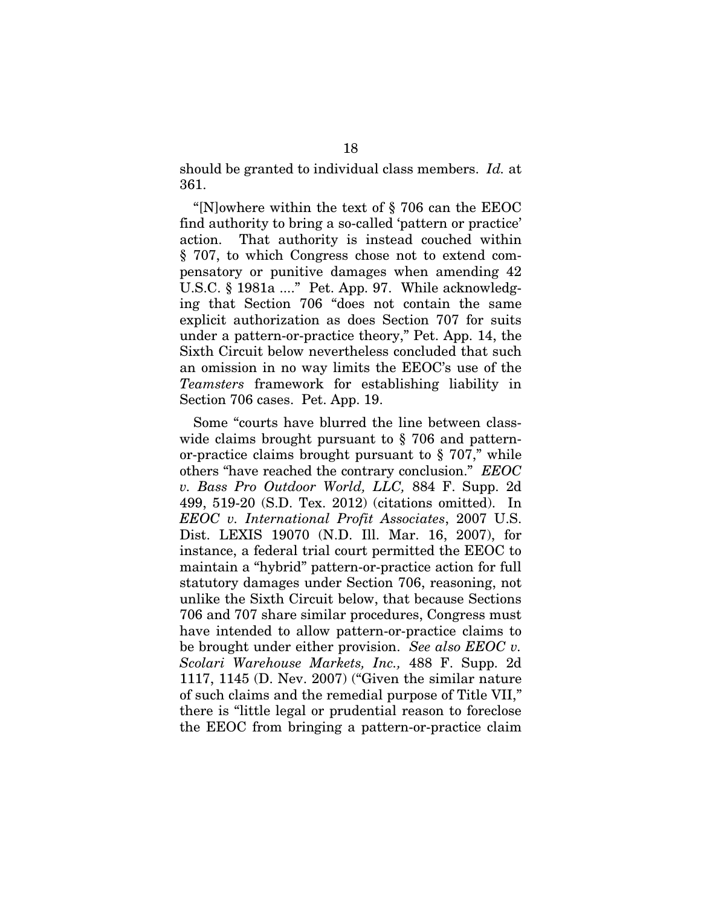should be granted to individual class members. *Id.* at 361.

"[N]owhere within the text of § 706 can the EEOC find authority to bring a so-called 'pattern or practice' action. That authority is instead couched within § 707, to which Congress chose not to extend compensatory or punitive damages when amending 42 U.S.C. § 1981a ...." Pet. App. 97. While acknowledging that Section 706 "does not contain the same explicit authorization as does Section 707 for suits under a pattern-or-practice theory," Pet. App. 14, the Sixth Circuit below nevertheless concluded that such an omission in no way limits the EEOC's use of the *Teamsters* framework for establishing liability in Section 706 cases. Pet. App. 19.

Some "courts have blurred the line between class-wide claims brought pursuant to § 706 and pattern-or-practice claims brought pursuant to § 707," while others "have reached the contrary conclusion." *EEOC v. Bass Pro Outdoor World, LLC,* 884 F. Supp. 2d 499, 519-20 (S.D. Tex. 2012) (citations omitted). In *EEOC v. International Profit Associates*, 2007 U.S. Dist. LEXIS 19070 (N.D. Ill. Mar. 16, 2007), for instance, a federal trial court permitted the EEOC to maintain a "hybrid" pattern-or-practice action for full statutory damages under Section 706, reasoning, not unlike the Sixth Circuit below, that because Sections 706 and 707 share similar procedures, Congress must have intended to allow pattern-or-practice claims to be brought under either provision. *See also EEOC v. Scolari Warehouse Markets, Inc.,* 488 F. Supp. 2d 1117, 1145 (D. Nev. 2007) ("Given the similar nature of such claims and the remedial purpose of Title VII," there is "little legal or prudential reason to foreclose the EEOC from bringing a pattern-or-practice claim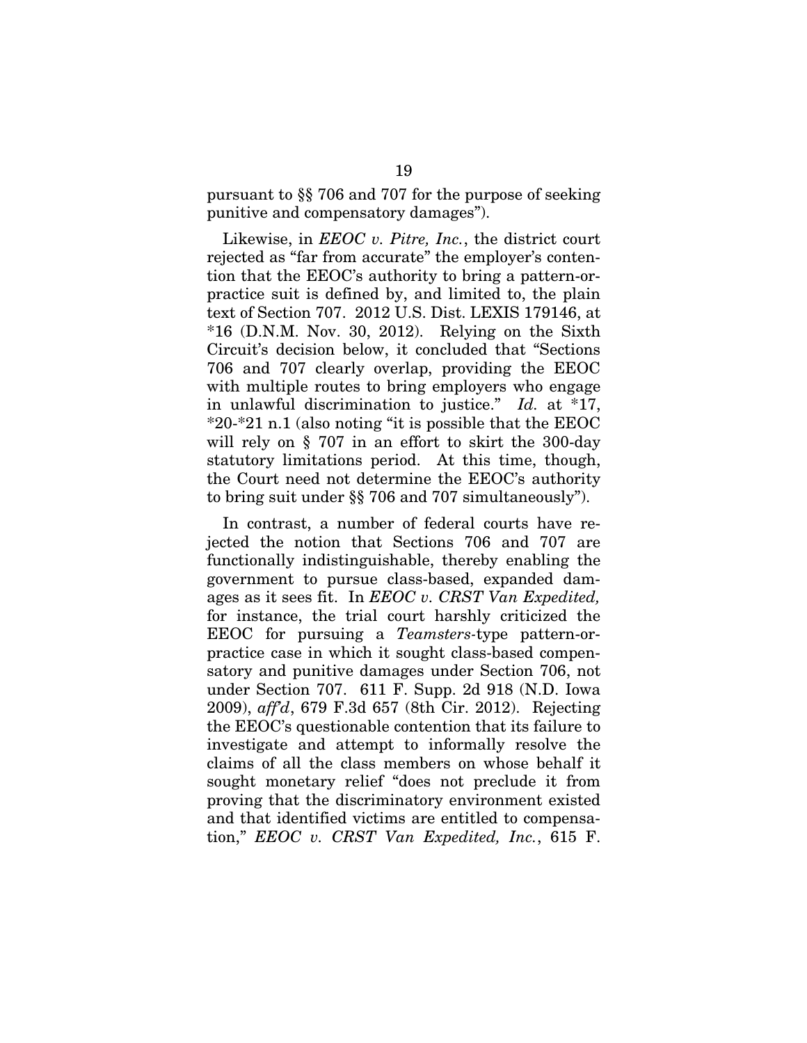pursuant to §§ 706 and 707 for the purpose of seeking punitive and compensatory damages").

Likewise, in *EEOC v. Pitre, Inc.*, the district court rejected as "far from accurate" the employer's contention that the EEOC's authority to bring a pattern-or-practice suit is defined by, and limited to, the plain text of Section 707. 2012 U.S. Dist. LEXIS 179146, at *16 (D.N.M. Nov. 30, 2012). Relying on the Sixth Circuit's decision below, it concluded that "Sections 706 and 707 clearly overlap, providing the EEOC with multiple routes to bring employers who engage in unlawful discrimination to justice." *Id.* at *17, *20-*21 n.1 (also noting "it is possible that the EEOC will rely on § 707 in an effort to skirt the 300-day statutory limitations period. At this time, though, the Court need not determine the EEOC's authority to bring suit under §§ 706 and 707 simultaneously").

In contrast, a number of federal courts have rejected the notion that Sections 706 and 707 are functionally indistinguishable, thereby enabling the government to pursue class-based, expanded damages as it sees fit. In *EEOC v. CRST Van Expedited,* for instance, the trial court harshly criticized the EEOC for pursuing a *Teamsters*-type pattern-or-practice case in which it sought class-based compensatory and punitive damages under Section 706, not under Section 707. 611 F. Supp. 2d 918 (N.D. Iowa 2009), *aff'd*, 679 F.3d 657 (8th Cir. 2012). Rejecting the EEOC's questionable contention that its failure to investigate and attempt to informally resolve the claims of all the class members on whose behalf it sought monetary relief "does not preclude it from proving that the discriminatory environment existed and that identified victims are entitled to compensation," *EEOC v. CRST Van Expedited, Inc.*, 615 F.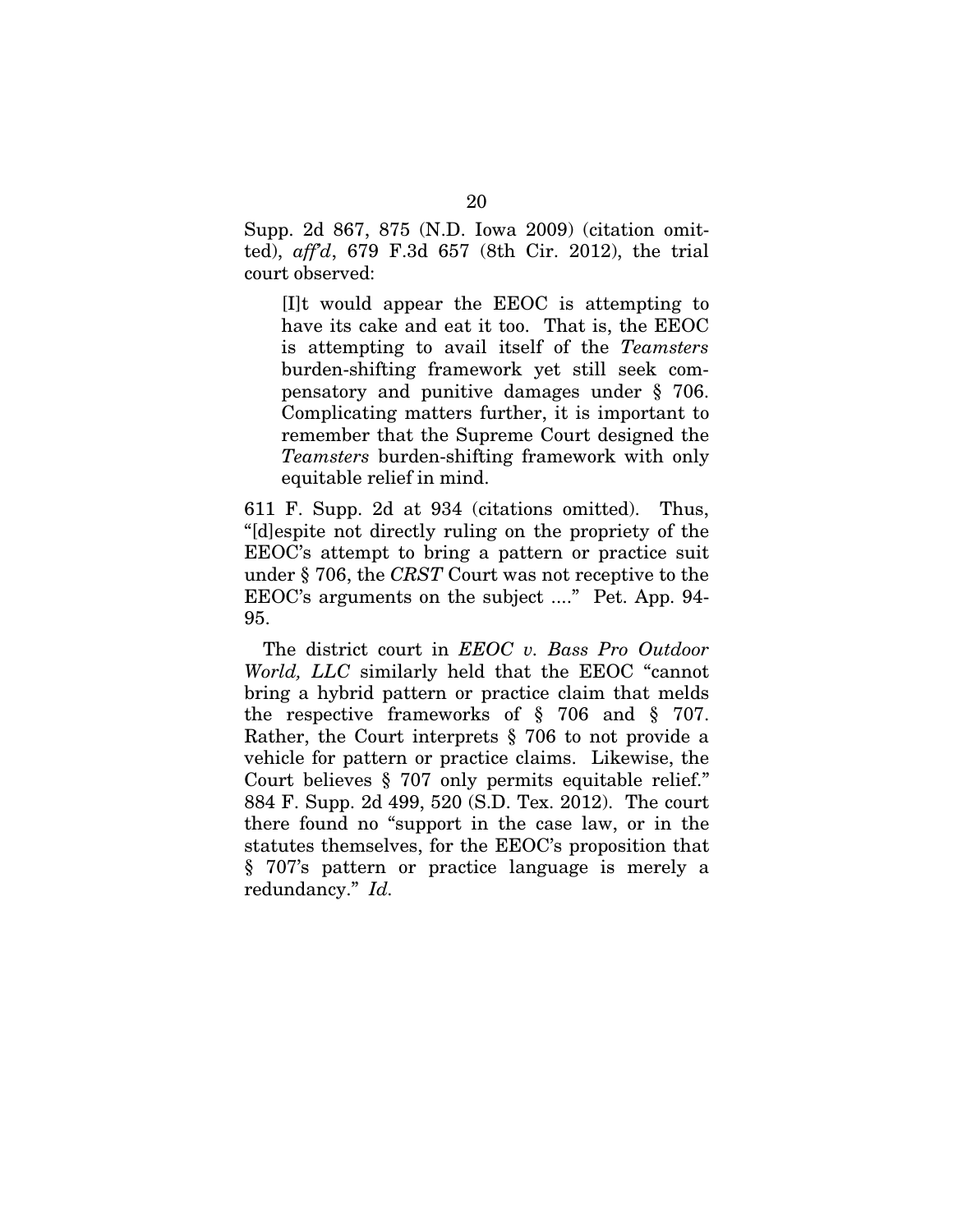Supp. 2d 867, 875 (N.D. Iowa 2009) (citation omitted), *aff'd*, 679 F.3d 657 (8th Cir. 2012), the trial court observed:

> [I]t would appear the EEOC is attempting to have its cake and eat it too. That is, the EEOC is attempting to avail itself of the *Teamsters* burden-shifting framework yet still seek compensatory and punitive damages under § 706. Complicating matters further, it is important to remember that the Supreme Court designed the *Teamsters* burden-shifting framework with only equitable relief in mind.

611 F. Supp. 2d at 934 (citations omitted). Thus, "[d]espite not directly ruling on the propriety of the EEOC's attempt to bring a pattern or practice suit under § 706, the *CRST* Court was not receptive to the EEOC's arguments on the subject ...." Pet. App. 94-95.

The district court in *EEOC v. Bass Pro Outdoor World, LLC* similarly held that the EEOC "cannot bring a hybrid pattern or practice claim that melds the respective frameworks of § 706 and § 707. Rather, the Court interprets § 706 to not provide a vehicle for pattern or practice claims. Likewise, the Court believes § 707 only permits equitable relief." 884 F. Supp. 2d 499, 520 (S.D. Tex. 2012). The court there found no "support in the case law, or in the statutes themselves, for the EEOC's proposition that § 707's pattern or practice language is merely a redundancy." *Id.*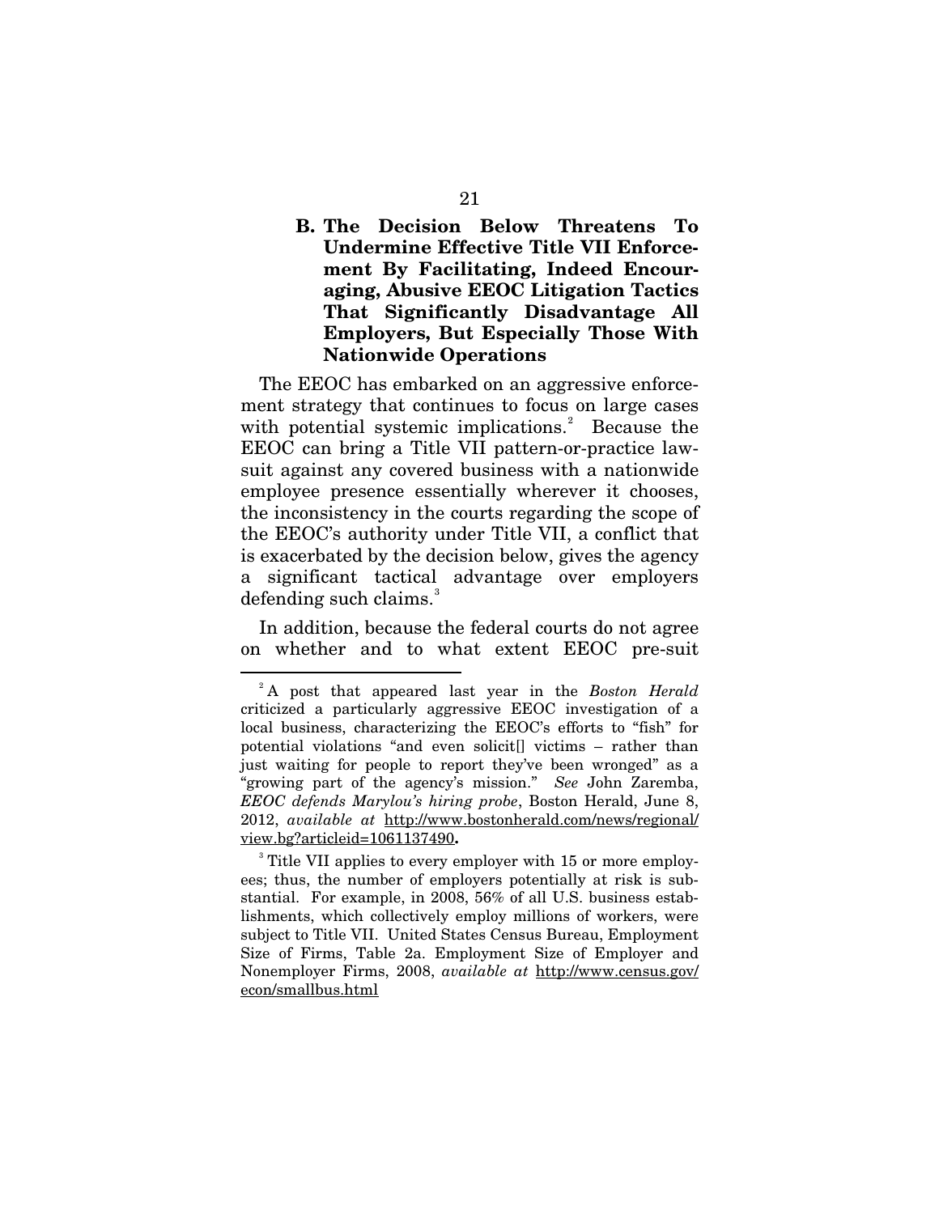### B. The Decision Below Threatens To Undermine Effective Title VII Enforcement By Facilitating, Indeed Encouraging, Abusive EEOC Litigation Tactics That Significantly Disadvantage All Employers, But Especially Those With Nationwide Operations

The EEOC has embarked on an aggressive enforcement strategy that continues to focus on large cases with potential systemic implications.[2] Because the EEOC can bring a Title VII pattern-or-practice lawsuit against any covered business with a nationwide employee presence essentially wherever it chooses, the inconsistency in the courts regarding the scope of the EEOC's authority under Title VII, a conflict that is exacerbated by the decision below, gives the agency a significant tactical advantage over employers defending such claims.[3]

In addition, because the federal courts do not agree on whether and to what extent EEOC pre-suit

---

[2] A post that appeared last year in the *Boston Herald* criticized a particularly aggressive EEOC investigation of a local business, characterizing the EEOC's efforts to "fish" for potential violations "and even solicit[] victims – rather than just waiting for people to report they've been wronged" as a "growing part of the agency's mission." *See* John Zaremba, ***EEOC defends Marylou's hiring probe***, Boston Herald, June 8, 2012, *available at* http://www.bostonherald.com/news/regional/view.bg?articleid=1061137490**.**

[3] Title VII applies to every employer with 15 or more employees; thus, the number of employers potentially at risk is substantial. For example, in 2008, 56% of all U.S. business establishments, which collectively employ millions of workers, were subject to Title VII. United States Census Bureau, Employment Size of Firms, Table 2a. Employment Size of Employer and Nonemployer Firms, 2008, *available at* http://www.census.gov/econ/smallbus.html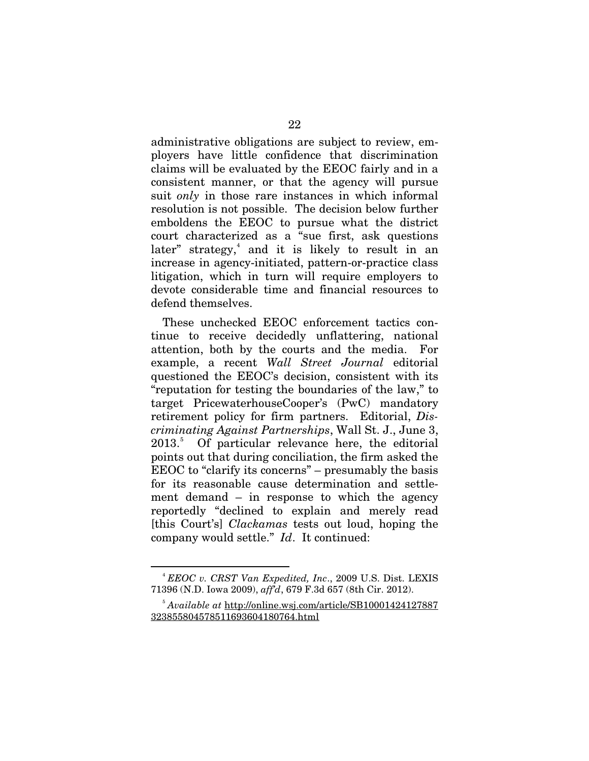administrative obligations are subject to review, employers have little confidence that discrimination claims will be evaluated by the EEOC fairly and in a consistent manner, or that the agency will pursue suit *only* in those rare instances in which informal resolution is not possible. The decision below further emboldens the EEOC to pursue what the district court characterized as a "sue first, ask questions later" strategy,[4] and it is likely to result in an increase in agency-initiated, pattern-or-practice class litigation, which in turn will require employers to devote considerable time and financial resources to defend themselves.

These unchecked EEOC enforcement tactics continue to receive decidedly unflattering, national attention, both by the courts and the media. For example, a recent *Wall Street Journal* editorial questioned the EEOC's decision, consistent with its "reputation for testing the boundaries of the law," to target PricewaterhouseCooper's (PwC) mandatory retirement policy for firm partners. Editorial, *Discriminating Against Partnerships*, Wall St. J., June 3, 2013.[5] Of particular relevance here, the editorial points out that during conciliation, the firm asked the EEOC to "clarify its concerns" – presumably the basis for its reasonable cause determination and settlement demand – in response to which the agency reportedly "declined to explain and merely read [this Court's] *Clackamas* tests out loud, hoping the company would settle." *Id*. It continued:

---

[4] *EEOC v. CRST Van Expedited, Inc*., 2009 U.S. Dist. LEXIS 71396 (N.D. Iowa 2009), *aff'd*, 679 F.3d 657 (8th Cir. 2012).

[5] *Available at* http://online.wsj.com/article/SB10001424127887323855804578511693604180764.html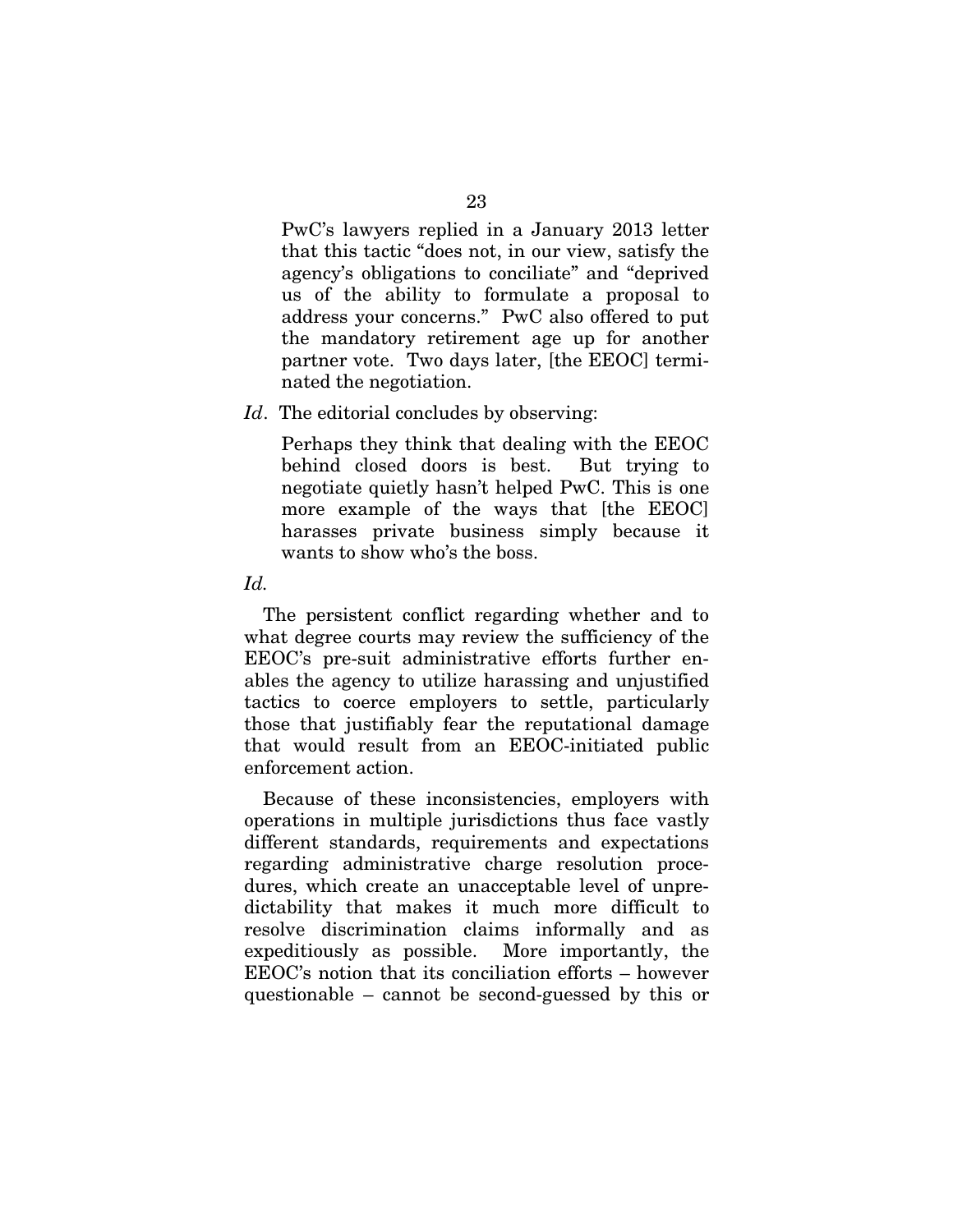> PwC's lawyers replied in a January 2013 letter that this tactic "does not, in our view, satisfy the agency's obligations to conciliate" and "deprived us of the ability to formulate a proposal to address your concerns." PwC also offered to put the mandatory retirement age up for another partner vote. Two days later, [the EEOC] terminated the negotiation.

*Id*. The editorial concludes by observing:

> Perhaps they think that dealing with the EEOC behind closed doors is best. But trying to negotiate quietly hasn't helped PwC. This is one more example of the ways that [the EEOC] harasses private business simply because it wants to show who's the boss.

*Id.*

The persistent conflict regarding whether and to what degree courts may review the sufficiency of the EEOC's pre-suit administrative efforts further enables the agency to utilize harassing and unjustified tactics to coerce employers to settle, particularly those that justifiably fear the reputational damage that would result from an EEOC-initiated public enforcement action.

Because of these inconsistencies, employers with operations in multiple jurisdictions thus face vastly different standards, requirements and expectations regarding administrative charge resolution procedures, which create an unacceptable level of unpredictability that makes it much more difficult to resolve discrimination claims informally and as expeditiously as possible. More importantly, the EEOC's notion that its conciliation efforts – however questionable – cannot be second-guessed by this or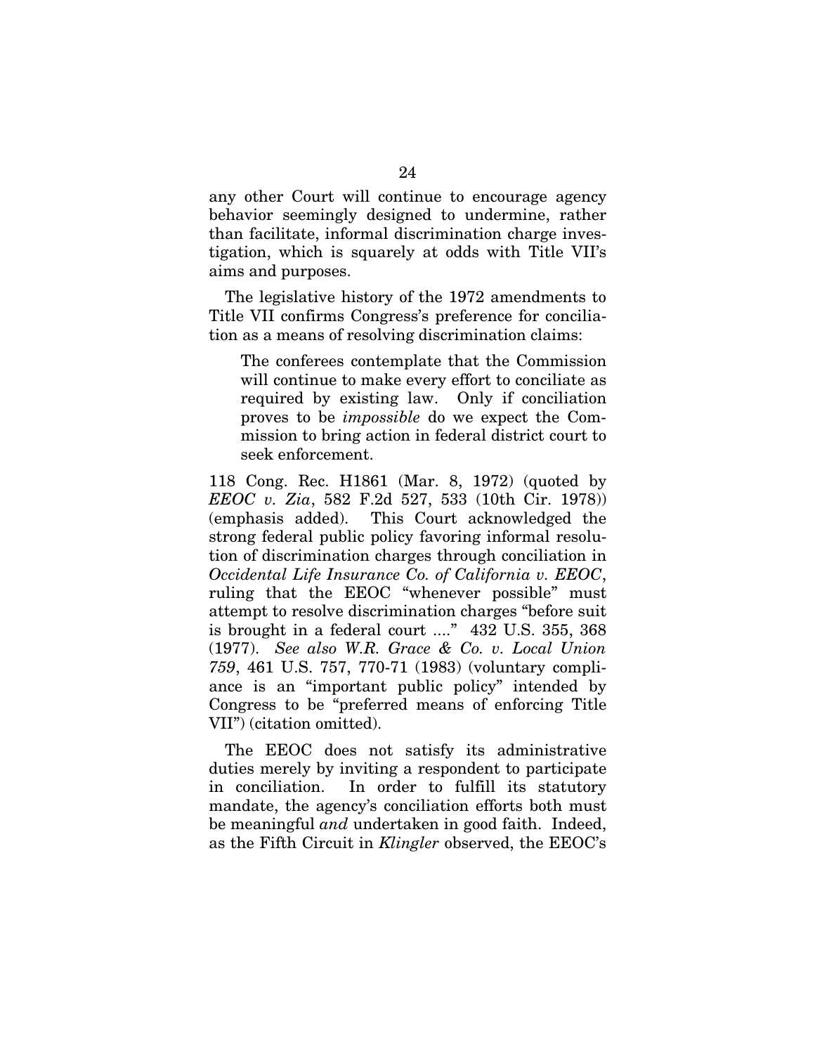any other Court will continue to encourage agency behavior seemingly designed to undermine, rather than facilitate, informal discrimination charge investigation, which is squarely at odds with Title VII's aims and purposes.

The legislative history of the 1972 amendments to Title VII confirms Congress's preference for conciliation as a means of resolving discrimination claims:

> The conferees contemplate that the Commission will continue to make every effort to conciliate as required by existing law. Only if conciliation proves to be *impossible* do we expect the Commission to bring action in federal district court to seek enforcement.

118 Cong. Rec. H1861 (Mar. 8, 1972) (quoted by *EEOC v. Zia*, 582 F.2d 527, 533 (10th Cir. 1978)) (emphasis added). This Court acknowledged the strong federal public policy favoring informal resolution of discrimination charges through conciliation in *Occidental Life Insurance Co. of California v. EEOC*, ruling that the EEOC "whenever possible" must attempt to resolve discrimination charges "before suit is brought in a federal court ...." 432 U.S. 355, 368 (1977). *See also W.R. Grace & Co. v. Local Union 759*, 461 U.S. 757, 770-71 (1983) (voluntary compliance is an "important public policy" intended by Congress to be "preferred means of enforcing Title VII") (citation omitted).

The EEOC does not satisfy its administrative duties merely by inviting a respondent to participate in conciliation. In order to fulfill its statutory mandate, the agency's conciliation efforts both must be meaningful *and* undertaken in good faith. Indeed, as the Fifth Circuit in *Klingler* observed, the EEOC's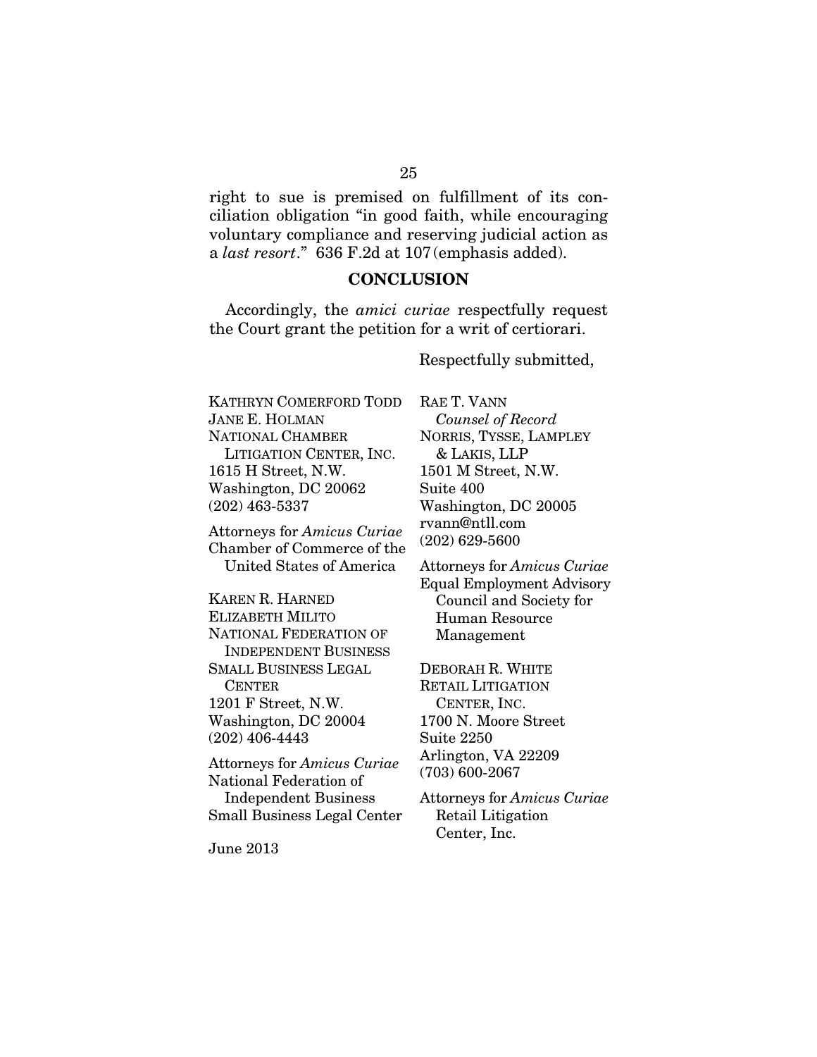right to sue is premised on fulfillment of its conciliation obligation "in good faith, while encouraging voluntary compliance and reserving judicial action as a *last resort*." 636 F.2d at 107 (emphasis added).

## CONCLUSION

Accordingly, the *amici curiae* respectfully request the Court grant the petition for a writ of certiorari.

Respectfully submitted,

KATHRYN COMERFORD TODD
JANE E. HOLMAN
NATIONAL CHAMBER LITIGATION CENTER, INC.
1615 H Street, N.W.
Washington, DC 20062
(202) 463-5337

Attorneys for *Amicus Curiae* Chamber of Commerce of the United States of America

KAREN R. HARNED
ELIZABETH MILITO
NATIONAL FEDERATION OF INDEPENDENT BUSINESS SMALL BUSINESS LEGAL CENTER
1201 F Street, N.W.
Washington, DC 20004
(202) 406-4443

Attorneys for *Amicus Curiae* National Federation of Independent Business Small Business Legal Center

RAE T. VANN
*Counsel of Record*
NORRIS, TYSSE, LAMPLEY & LAKIS, LLP
1501 M Street, N.W.
Suite 400
Washington, DC 20005
rvann@ntll.com
(202) 629-5600

Attorneys for *Amicus Curiae* Equal Employment Advisory Council and Society for Human Resource Management

DEBORAH R. WHITE
RETAIL LITIGATION CENTER, INC.
1700 N. Moore Street
Suite 2250
Arlington, VA 22209
(703) 600-2067

Attorneys for *Amicus Curiae* Retail Litigation Center, Inc.

June 2013